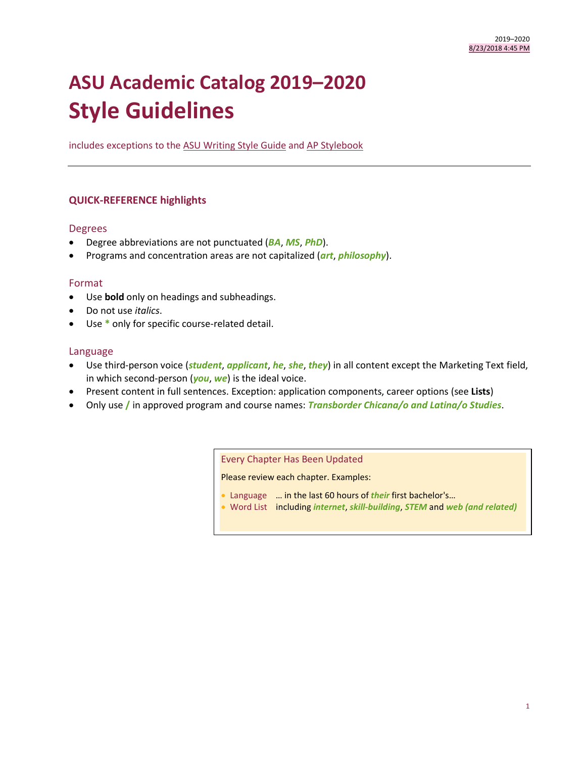2019–2020
8/23/2018 4:45 PM

# ASU Academic Catalog 2019–2020
# Style Guidelines

includes exceptions to the ASU Writing Style Guide and AP Stylebook

---

## QUICK-REFERENCE highlights

### Degrees

- Degree abbreviations are not punctuated (***BA***, ***MS***, ***PhD***).
- Programs and concentration areas are not capitalized (***art***, ***philosophy***).

### Format

- Use **bold** only on headings and subheadings.
- Do not use *italics*.
- Use * only for specific course-related detail.

### Language

- Use third-person voice (***student***, ***applicant***, ***he***, ***she***, ***they***) in all content except the Marketing Text field, in which second-person (***you***, ***we***) is the ideal voice.
- Present content in full sentences. Exception: application components, career options (see **Lists**)
- Only use / in approved program and course names: ***Transborder Chicana/o and Latina/o Studies***.

---

Every Chapter Has Been Updated

Please review each chapter. Examples:

- Language … in the last 60 hours of ***their*** first bachelor's…
- Word List including ***internet***, ***skill-building***, ***STEM*** and ***web (and related)***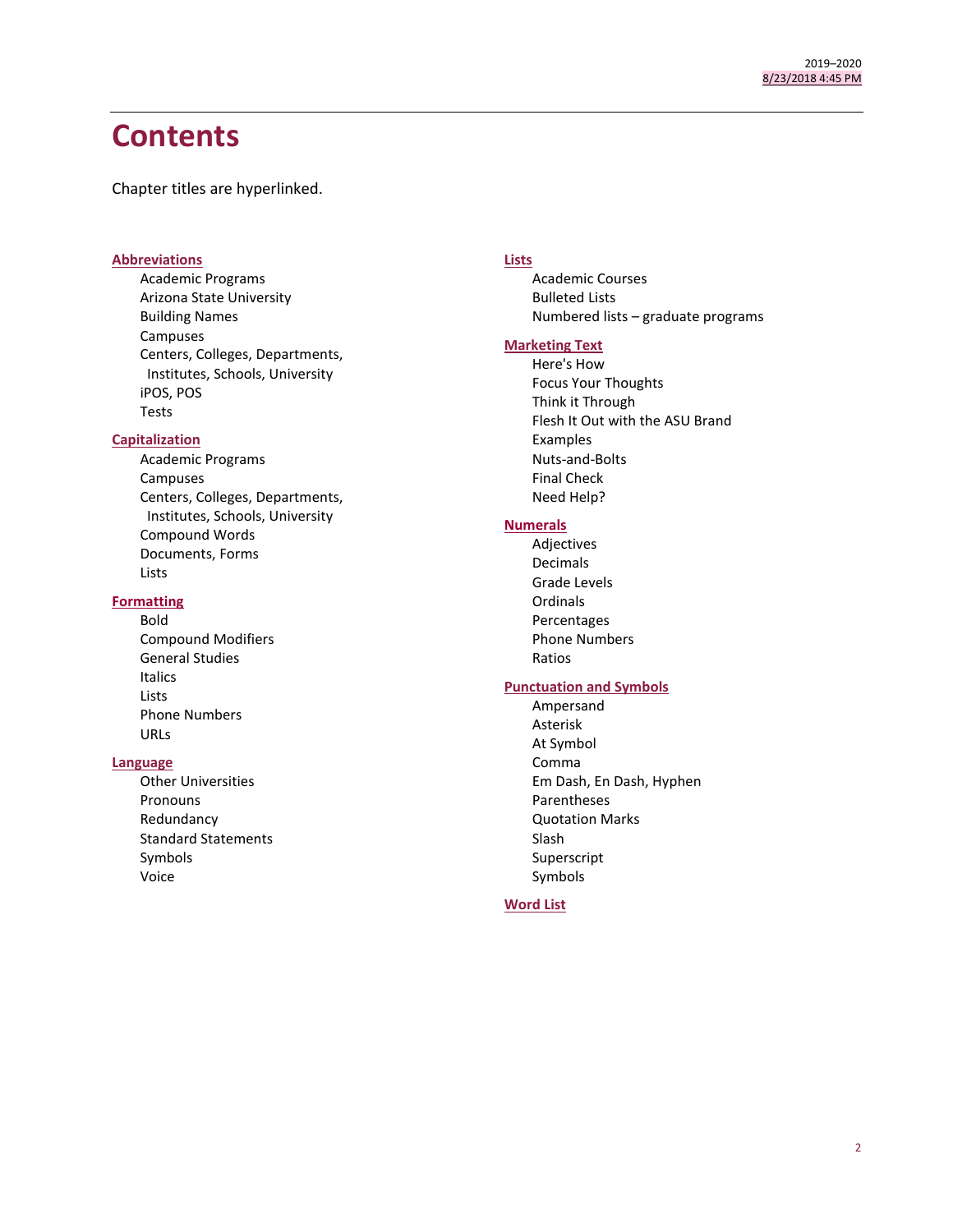# Contents

Chapter titles are hyperlinked.

**Abbreviations**
- Academic Programs
- Arizona State University
- Building Names
- Campuses
- Centers, Colleges, Departments, Institutes, Schools, University
- iPOS, POS
- Tests

**Capitalization**
- Academic Programs
- Campuses
- Centers, Colleges, Departments, Institutes, Schools, University
- Compound Words
- Documents, Forms
- Lists

**Formatting**
- Bold
- Compound Modifiers
- General Studies
- Italics
- Lists
- Phone Numbers
- URLs

**Language**
- Other Universities
- Pronouns
- Redundancy
- Standard Statements
- Symbols
- Voice

**Lists**
- Academic Courses
- Bulleted Lists
- Numbered lists – graduate programs

**Marketing Text**
- Here's How
- Focus Your Thoughts
- Think it Through
- Flesh It Out with the ASU Brand
- Examples
- Nuts-and-Bolts
- Final Check
- Need Help?

**Numerals**
- Adjectives
- Decimals
- Grade Levels
- Ordinals
- Percentages
- Phone Numbers
- Ratios

**Punctuation and Symbols**
- Ampersand
- Asterisk
- At Symbol
- Comma
- Em Dash, En Dash, Hyphen
- Parentheses
- Quotation Marks
- Slash
- Superscript
- Symbols

**Word List**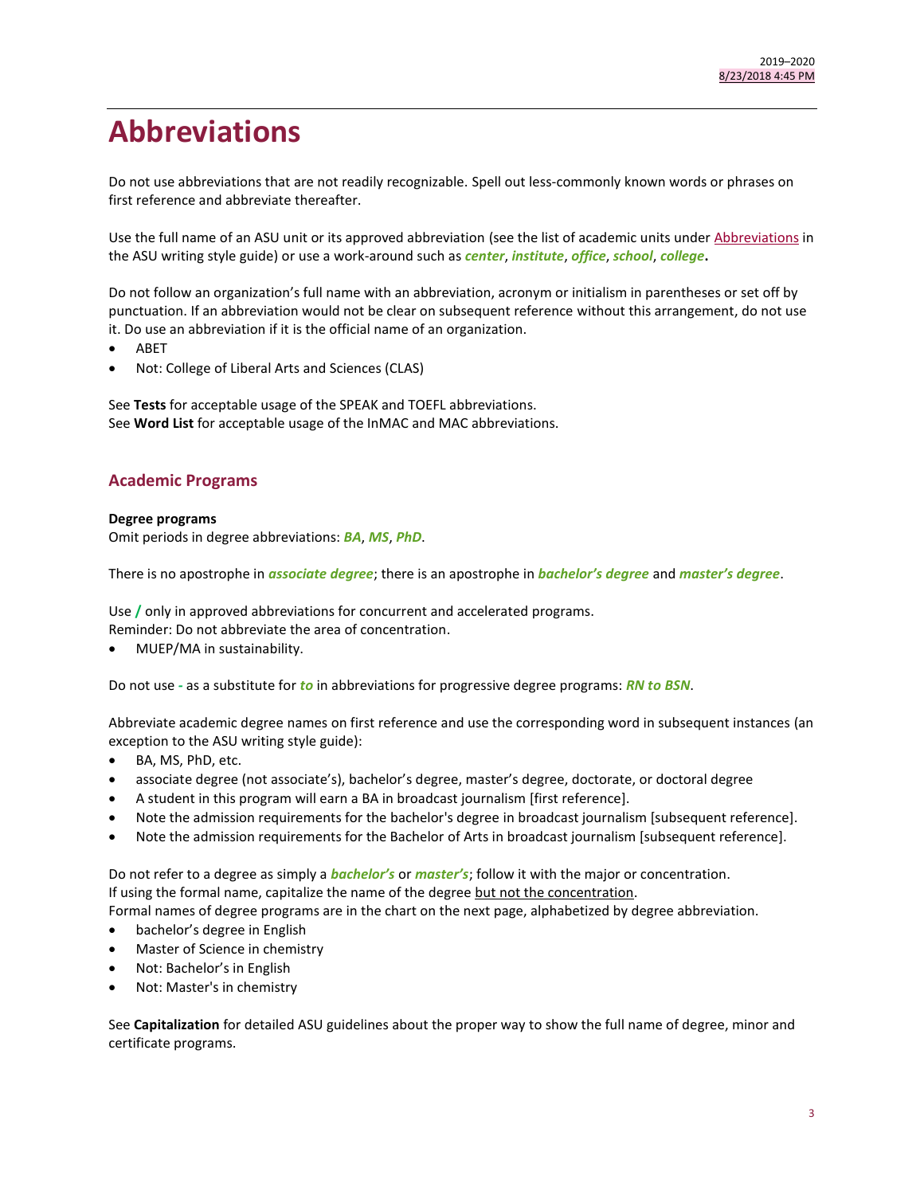# Abbreviations

Do not use abbreviations that are not readily recognizable. Spell out less-commonly known words or phrases on first reference and abbreviate thereafter.

Use the full name of an ASU unit or its approved abbreviation (see the list of academic units under Abbreviations in the ASU writing style guide) or use a work-around such as ***center***, ***institute***, ***office***, ***school***, ***college*****.**

Do not follow an organization's full name with an abbreviation, acronym or initialism in parentheses or set off by punctuation. If an abbreviation would not be clear on subsequent reference without this arrangement, do not use it. Do use an abbreviation if it is the official name of an organization.

- ABET
- Not: College of Liberal Arts and Sciences (CLAS)

See **Tests** for acceptable usage of the SPEAK and TOEFL abbreviations.
See **Word List** for acceptable usage of the InMAC and MAC abbreviations.

## Academic Programs

**Degree programs**
Omit periods in degree abbreviations: ***BA***, ***MS***, ***PhD***.

There is no apostrophe in ***associate degree***; there is an apostrophe in ***bachelor's degree*** and ***master's degree***.

Use **/** only in approved abbreviations for concurrent and accelerated programs.
Reminder: Do not abbreviate the area of concentration.

- MUEP/MA in sustainability.

Do not use **-** as a substitute for ***to*** in abbreviations for progressive degree programs: ***RN to BSN***.

Abbreviate academic degree names on first reference and use the corresponding word in subsequent instances (an exception to the ASU writing style guide):

- BA, MS, PhD, etc.
- associate degree (not associate's), bachelor's degree, master's degree, doctorate, or doctoral degree
- A student in this program will earn a BA in broadcast journalism [first reference].
- Note the admission requirements for the bachelor's degree in broadcast journalism [subsequent reference].
- Note the admission requirements for the Bachelor of Arts in broadcast journalism [subsequent reference].

Do not refer to a degree as simply a ***bachelor's*** or ***master's***; follow it with the major or concentration.
If using the formal name, capitalize the name of the degree but not the concentration.
Formal names of degree programs are in the chart on the next page, alphabetized by degree abbreviation.

- bachelor's degree in English
- Master of Science in chemistry
- Not: Bachelor's in English
- Not: Master's in chemistry

See **Capitalization** for detailed ASU guidelines about the proper way to show the full name of degree, minor and certificate programs.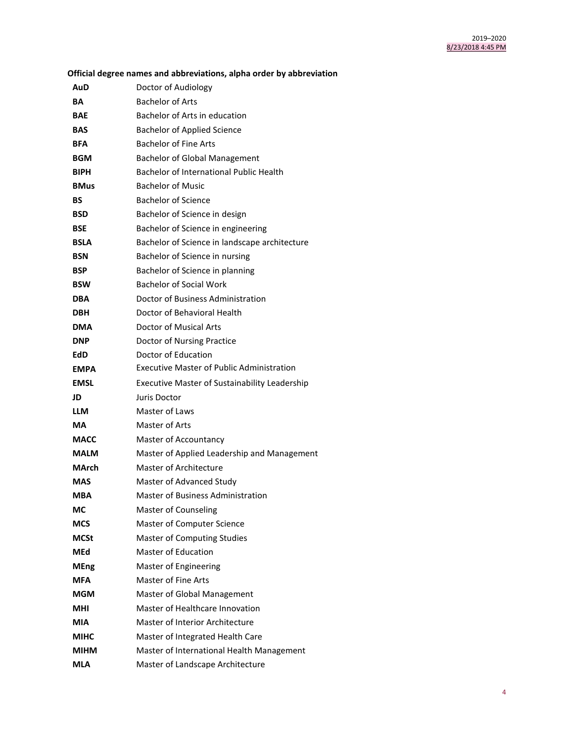**Official degree names and abbreviations, alpha order by abbreviation**

| | |
|---|---|
| **AuD** | Doctor of Audiology |
| **BA** | Bachelor of Arts |
| **BAE** | Bachelor of Arts in education |
| **BAS** | Bachelor of Applied Science |
| **BFA** | Bachelor of Fine Arts |
| **BGM** | Bachelor of Global Management |
| **BIPH** | Bachelor of International Public Health |
| **BMus** | Bachelor of Music |
| **BS** | Bachelor of Science |
| **BSD** | Bachelor of Science in design |
| **BSE** | Bachelor of Science in engineering |
| **BSLA** | Bachelor of Science in landscape architecture |
| **BSN** | Bachelor of Science in nursing |
| **BSP** | Bachelor of Science in planning |
| **BSW** | Bachelor of Social Work |
| **DBA** | Doctor of Business Administration |
| **DBH** | Doctor of Behavioral Health |
| **DMA** | Doctor of Musical Arts |
| **DNP** | Doctor of Nursing Practice |
| **EdD** | Doctor of Education |
| **EMPA** | Executive Master of Public Administration |
| **EMSL** | Executive Master of Sustainability Leadership |
| **JD** | Juris Doctor |
| **LLM** | Master of Laws |
| **MA** | Master of Arts |
| **MACC** | Master of Accountancy |
| **MALM** | Master of Applied Leadership and Management |
| **MArch** | Master of Architecture |
| **MAS** | Master of Advanced Study |
| **MBA** | Master of Business Administration |
| **MC** | Master of Counseling |
| **MCS** | Master of Computer Science |
| **MCSt** | Master of Computing Studies |
| **MEd** | Master of Education |
| **MEng** | Master of Engineering |
| **MFA** | Master of Fine Arts |
| **MGM** | Master of Global Management |
| **MHI** | Master of Healthcare Innovation |
| **MIA** | Master of Interior Architecture |
| **MIHC** | Master of Integrated Health Care |
| **MIHM** | Master of International Health Management |
| **MLA** | Master of Landscape Architecture |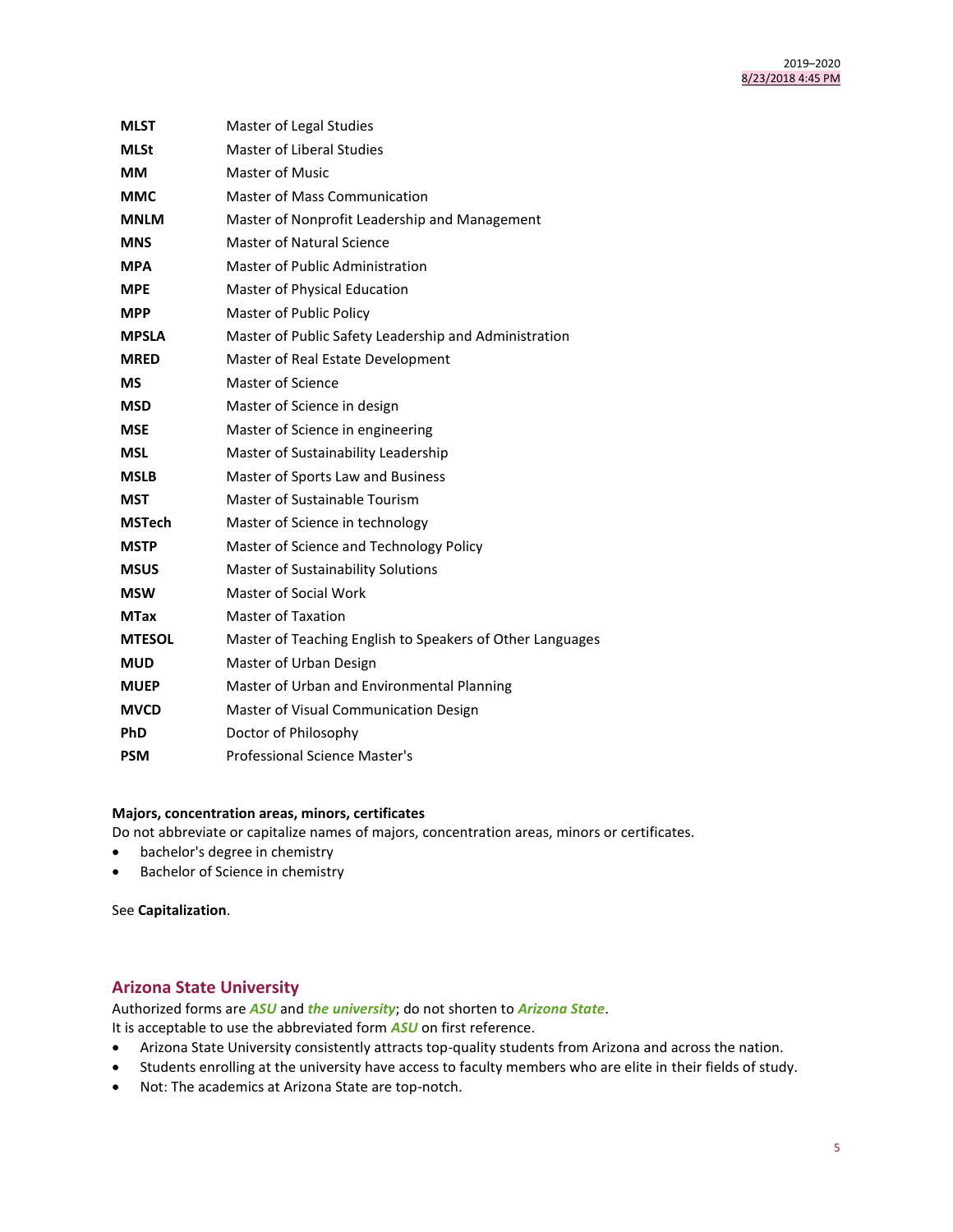| | |
|---|---|
| **MLST** | Master of Legal Studies |
| **MLSt** | Master of Liberal Studies |
| **MM** | Master of Music |
| **MMC** | Master of Mass Communication |
| **MNLM** | Master of Nonprofit Leadership and Management |
| **MNS** | Master of Natural Science |
| **MPA** | Master of Public Administration |
| **MPE** | Master of Physical Education |
| **MPP** | Master of Public Policy |
| **MPSLA** | Master of Public Safety Leadership and Administration |
| **MRED** | Master of Real Estate Development |
| **MS** | Master of Science |
| **MSD** | Master of Science in design |
| **MSE** | Master of Science in engineering |
| **MSL** | Master of Sustainability Leadership |
| **MSLB** | Master of Sports Law and Business |
| **MST** | Master of Sustainable Tourism |
| **MSTech** | Master of Science in technology |
| **MSTP** | Master of Science and Technology Policy |
| **MSUS** | Master of Sustainability Solutions |
| **MSW** | Master of Social Work |
| **MTax** | Master of Taxation |
| **MTESOL** | Master of Teaching English to Speakers of Other Languages |
| **MUD** | Master of Urban Design |
| **MUEP** | Master of Urban and Environmental Planning |
| **MVCD** | Master of Visual Communication Design |
| **PhD** | Doctor of Philosophy |
| **PSM** | Professional Science Master's |

**Majors, concentration areas, minors, certificates**
Do not abbreviate or capitalize names of majors, concentration areas, minors or certificates.

- bachelor's degree in chemistry
- Bachelor of Science in chemistry

See **Capitalization**.

## Arizona State University

Authorized forms are ***ASU*** and ***the university***; do not shorten to ***Arizona State***.
It is acceptable to use the abbreviated form ***ASU*** on first reference.

- Arizona State University consistently attracts top-quality students from Arizona and across the nation.
- Students enrolling at the university have access to faculty members who are elite in their fields of study.
- Not: The academics at Arizona State are top-notch.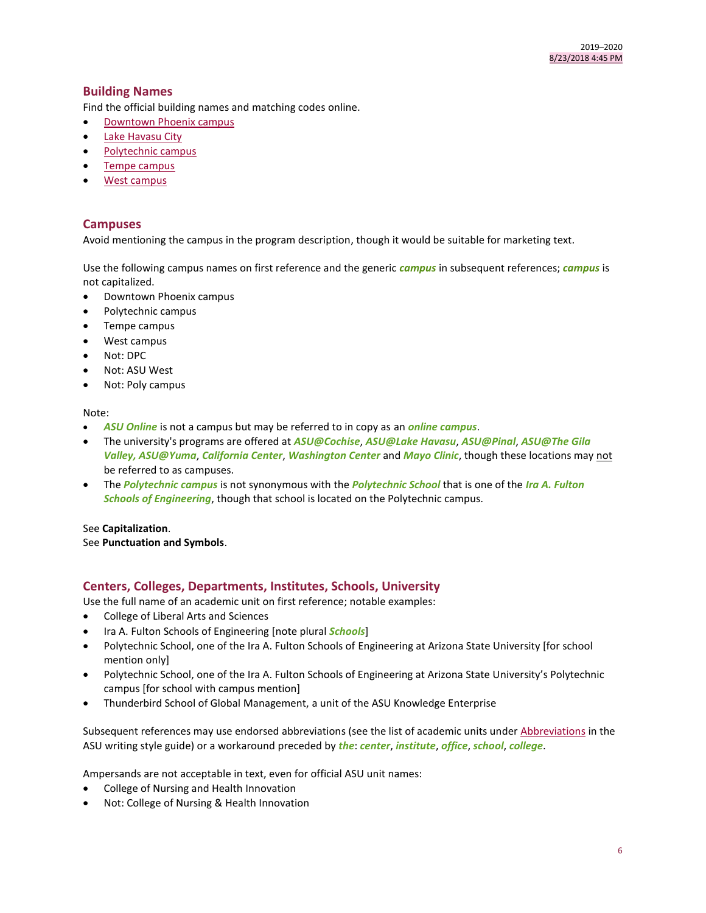## Building Names

Find the official building names and matching codes online.

- Downtown Phoenix campus
- Lake Havasu City
- Polytechnic campus
- Tempe campus
- West campus

## Campuses

Avoid mentioning the campus in the program description, though it would be suitable for marketing text.

Use the following campus names on first reference and the generic ***campus*** in subsequent references; ***campus*** is not capitalized.

- Downtown Phoenix campus
- Polytechnic campus
- Tempe campus
- West campus
- Not: DPC
- Not: ASU West
- Not: Poly campus

Note:

- ***ASU Online*** is not a campus but may be referred to in copy as an ***online campus***.
- The university's programs are offered at ***ASU@Cochise***, ***ASU@Lake Havasu***, ***ASU@Pinal***, ***ASU@The Gila Valley, ASU@Yuma***, ***California Center***, ***Washington Center*** and ***Mayo Clinic***, though these locations may not be referred to as campuses.
- The ***Polytechnic campus*** is not synonymous with the ***Polytechnic School*** that is one of the ***Ira A. Fulton Schools of Engineering***, though that school is located on the Polytechnic campus.

See **Capitalization**.
See **Punctuation and Symbols**.

## Centers, Colleges, Departments, Institutes, Schools, University

Use the full name of an academic unit on first reference; notable examples:

- College of Liberal Arts and Sciences
- Ira A. Fulton Schools of Engineering [note plural ***Schools***]
- Polytechnic School, one of the Ira A. Fulton Schools of Engineering at Arizona State University [for school mention only]
- Polytechnic School, one of the Ira A. Fulton Schools of Engineering at Arizona State University's Polytechnic campus [for school with campus mention]
- Thunderbird School of Global Management, a unit of the ASU Knowledge Enterprise

Subsequent references may use endorsed abbreviations (see the list of academic units under Abbreviations in the ASU writing style guide) or a workaround preceded by ***the***: ***center***, ***institute***, ***office***, ***school***, ***college***.

Ampersands are not acceptable in text, even for official ASU unit names:

- College of Nursing and Health Innovation
- Not: College of Nursing & Health Innovation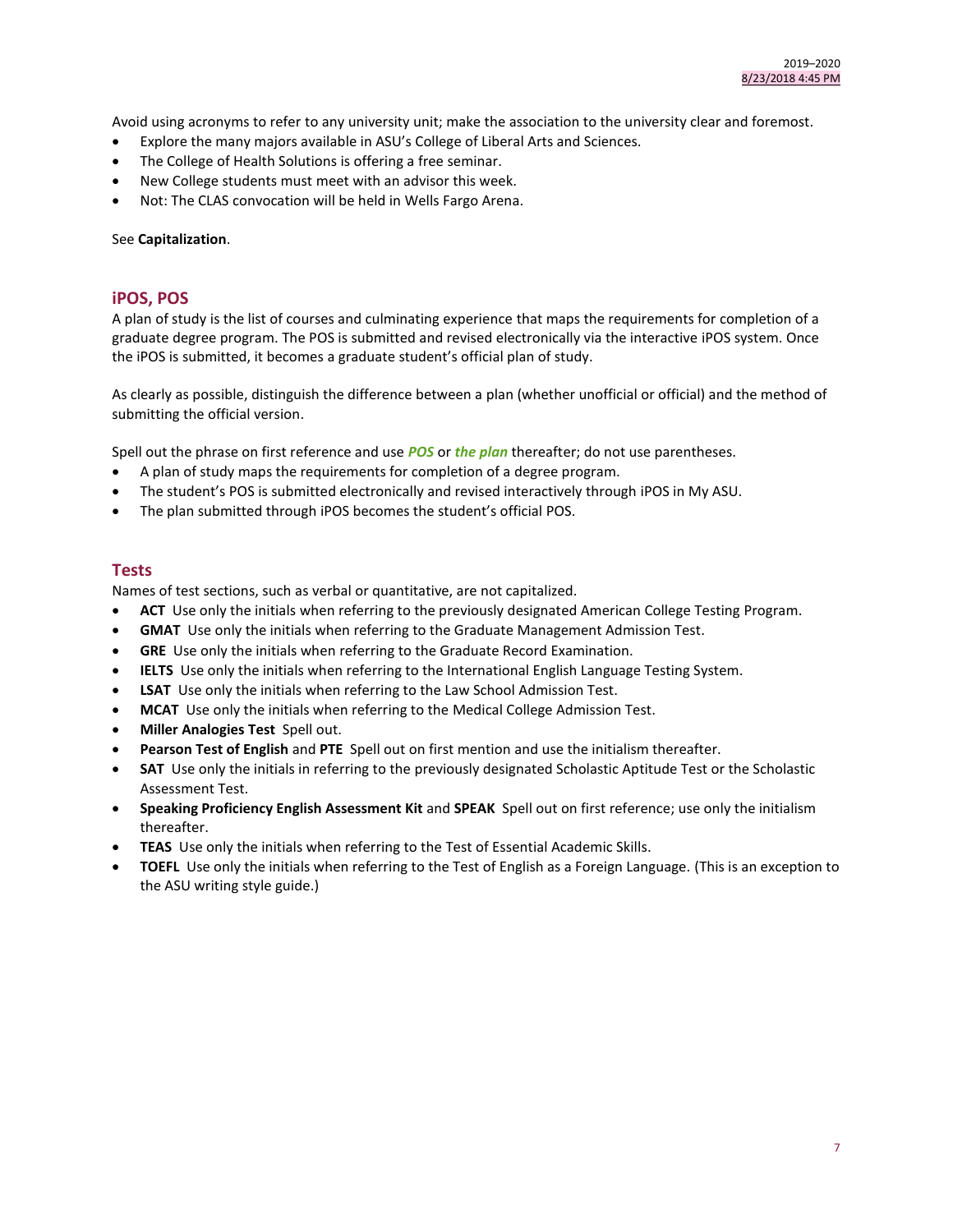Avoid using acronyms to refer to any university unit; make the association to the university clear and foremost.

- Explore the many majors available in ASU's College of Liberal Arts and Sciences.
- The College of Health Solutions is offering a free seminar.
- New College students must meet with an advisor this week.
- Not: The CLAS convocation will be held in Wells Fargo Arena.

See **Capitalization**.

## iPOS, POS

A plan of study is the list of courses and culminating experience that maps the requirements for completion of a graduate degree program. The POS is submitted and revised electronically via the interactive iPOS system. Once the iPOS is submitted, it becomes a graduate student's official plan of study.

As clearly as possible, distinguish the difference between a plan (whether unofficial or official) and the method of submitting the official version.

Spell out the phrase on first reference and use ***POS*** or ***the plan*** thereafter; do not use parentheses.

- A plan of study maps the requirements for completion of a degree program.
- The student's POS is submitted electronically and revised interactively through iPOS in My ASU.
- The plan submitted through iPOS becomes the student's official POS.

## Tests

Names of test sections, such as verbal or quantitative, are not capitalized.

- **ACT** Use only the initials when referring to the previously designated American College Testing Program.
- **GMAT** Use only the initials when referring to the Graduate Management Admission Test.
- **GRE** Use only the initials when referring to the Graduate Record Examination.
- **IELTS** Use only the initials when referring to the International English Language Testing System.
- **LSAT** Use only the initials when referring to the Law School Admission Test.
- **MCAT** Use only the initials when referring to the Medical College Admission Test.
- **Miller Analogies Test** Spell out.
- **Pearson Test of English** and **PTE** Spell out on first mention and use the initialism thereafter.
- **SAT** Use only the initials in referring to the previously designated Scholastic Aptitude Test or the Scholastic Assessment Test.
- **Speaking Proficiency English Assessment Kit** and **SPEAK** Spell out on first reference; use only the initialism thereafter.
- **TEAS** Use only the initials when referring to the Test of Essential Academic Skills.
- **TOEFL** Use only the initials when referring to the Test of English as a Foreign Language. (This is an exception to the ASU writing style guide.)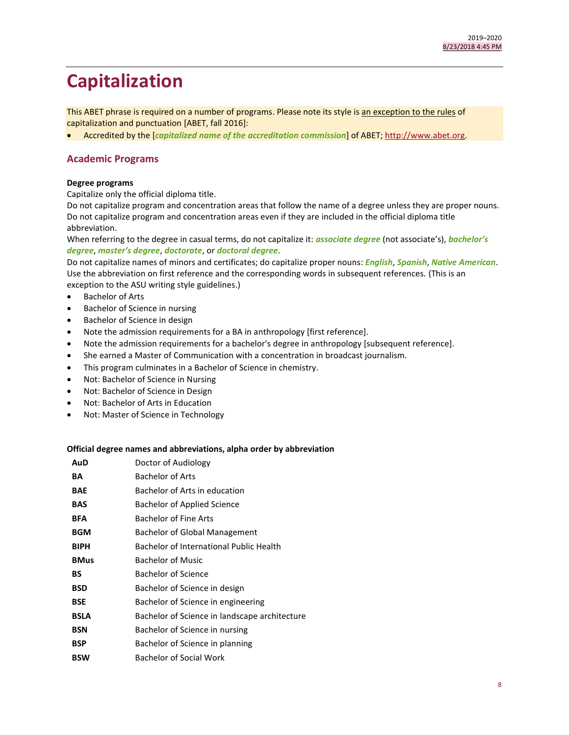# Capitalization

This ABET phrase is required on a number of programs. Please note its style is an exception to the rules of capitalization and punctuation [ABET, fall 2016]:

- Accredited by the [***capitalized name of the accreditation commission***] of ABET; http://www.abet.org.

## Academic Programs

**Degree programs**

Capitalize only the official diploma title.

Do not capitalize program and concentration areas that follow the name of a degree unless they are proper nouns.

Do not capitalize program and concentration areas even if they are included in the official diploma title abbreviation.

When referring to the degree in casual terms, do not capitalize it: ***associate degree*** (not associate's), ***bachelor's degree***, ***master's degree***, ***doctorate***, or ***doctoral degree***.

Do not capitalize names of minors and certificates; do capitalize proper nouns: ***English***, ***Spanish***, ***Native American***.

Use the abbreviation on first reference and the corresponding words in subsequent references. (This is an exception to the ASU writing style guidelines.)

- Bachelor of Arts
- Bachelor of Science in nursing
- Bachelor of Science in design
- Note the admission requirements for a BA in anthropology [first reference].
- Note the admission requirements for a bachelor's degree in anthropology [subsequent reference].
- She earned a Master of Communication with a concentration in broadcast journalism.
- This program culminates in a Bachelor of Science in chemistry.
- Not: Bachelor of Science in Nursing
- Not: Bachelor of Science in Design
- Not: Bachelor of Arts in Education
- Not: Master of Science in Technology

**Official degree names and abbreviations, alpha order by abbreviation**

| | |
|---|---|
| **AuD** | Doctor of Audiology |
| **BA** | Bachelor of Arts |
| **BAE** | Bachelor of Arts in education |
| **BAS** | Bachelor of Applied Science |
| **BFA** | Bachelor of Fine Arts |
| **BGM** | Bachelor of Global Management |
| **BIPH** | Bachelor of International Public Health |
| **BMus** | Bachelor of Music |
| **BS** | Bachelor of Science |
| **BSD** | Bachelor of Science in design |
| **BSE** | Bachelor of Science in engineering |
| **BSLA** | Bachelor of Science in landscape architecture |
| **BSN** | Bachelor of Science in nursing |
| **BSP** | Bachelor of Science in planning |
| **BSW** | Bachelor of Social Work |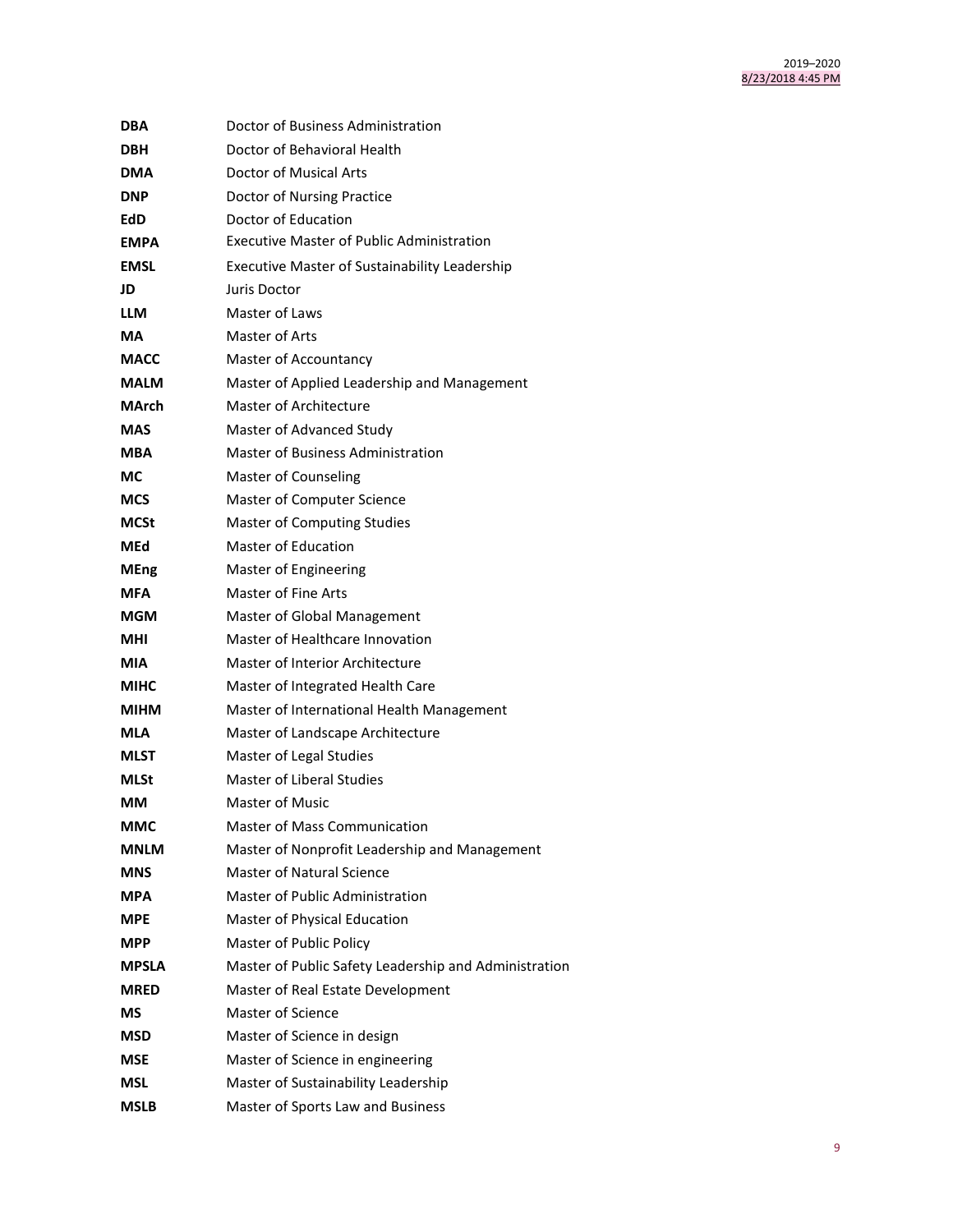| | |
|---|---|
| **DBA** | Doctor of Business Administration |
| **DBH** | Doctor of Behavioral Health |
| **DMA** | Doctor of Musical Arts |
| **DNP** | Doctor of Nursing Practice |
| **EdD** | Doctor of Education |
| **EMPA** | Executive Master of Public Administration |
| **EMSL** | Executive Master of Sustainability Leadership |
| **JD** | Juris Doctor |
| **LLM** | Master of Laws |
| **MA** | Master of Arts |
| **MACC** | Master of Accountancy |
| **MALM** | Master of Applied Leadership and Management |
| **MArch** | Master of Architecture |
| **MAS** | Master of Advanced Study |
| **MBA** | Master of Business Administration |
| **MC** | Master of Counseling |
| **MCS** | Master of Computer Science |
| **MCSt** | Master of Computing Studies |
| **MEd** | Master of Education |
| **MEng** | Master of Engineering |
| **MFA** | Master of Fine Arts |
| **MGM** | Master of Global Management |
| **MHI** | Master of Healthcare Innovation |
| **MIA** | Master of Interior Architecture |
| **MIHC** | Master of Integrated Health Care |
| **MIHM** | Master of International Health Management |
| **MLA** | Master of Landscape Architecture |
| **MLST** | Master of Legal Studies |
| **MLSt** | Master of Liberal Studies |
| **MM** | Master of Music |
| **MMC** | Master of Mass Communication |
| **MNLM** | Master of Nonprofit Leadership and Management |
| **MNS** | Master of Natural Science |
| **MPA** | Master of Public Administration |
| **MPE** | Master of Physical Education |
| **MPP** | Master of Public Policy |
| **MPSLA** | Master of Public Safety Leadership and Administration |
| **MRED** | Master of Real Estate Development |
| **MS** | Master of Science |
| **MSD** | Master of Science in design |
| **MSE** | Master of Science in engineering |
| **MSL** | Master of Sustainability Leadership |
| **MSLB** | Master of Sports Law and Business |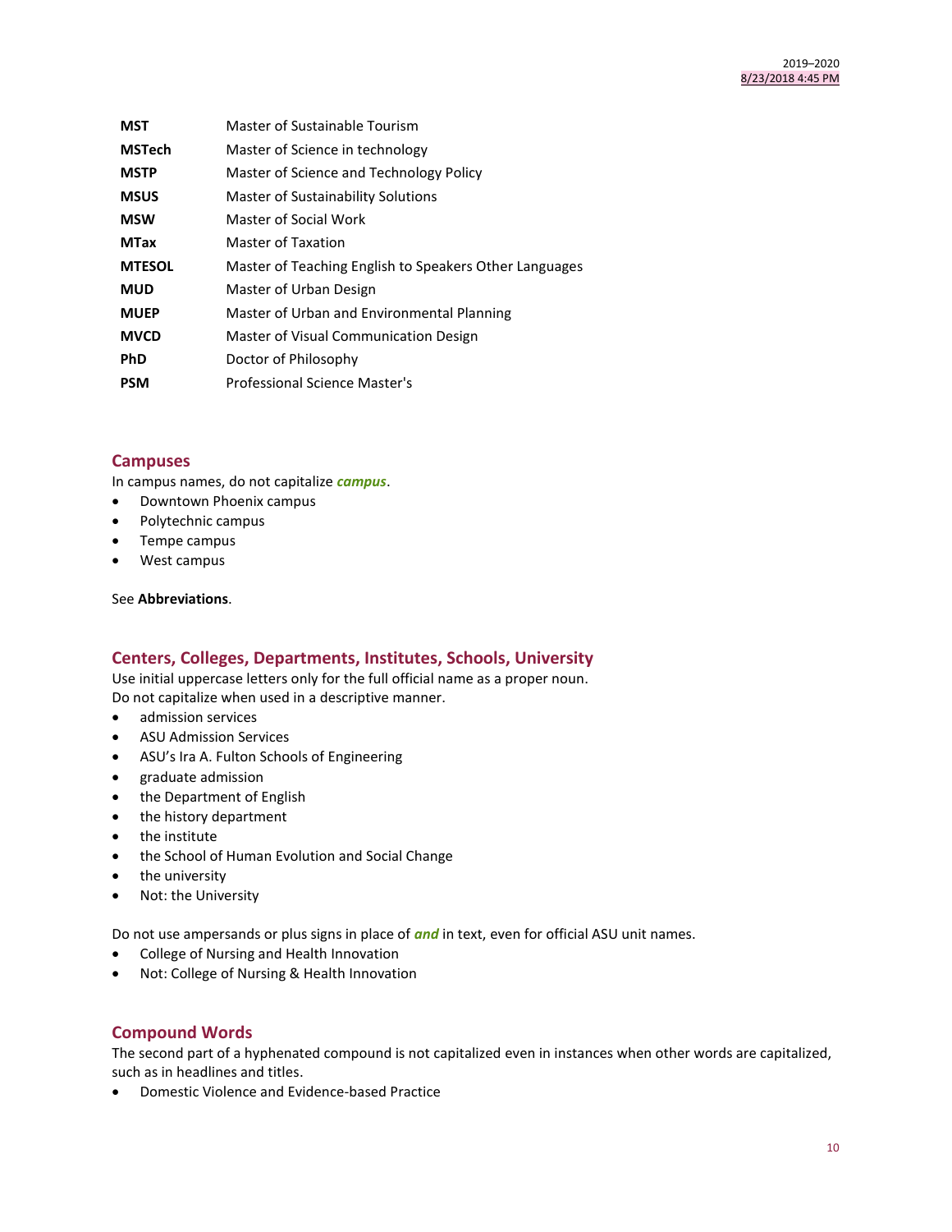| | |
|---|---|
| **MST** | Master of Sustainable Tourism |
| **MSTech** | Master of Science in technology |
| **MSTP** | Master of Science and Technology Policy |
| **MSUS** | Master of Sustainability Solutions |
| **MSW** | Master of Social Work |
| **MTax** | Master of Taxation |
| **MTESOL** | Master of Teaching English to Speakers Other Languages |
| **MUD** | Master of Urban Design |
| **MUEP** | Master of Urban and Environmental Planning |
| **MVCD** | Master of Visual Communication Design |
| **PhD** | Doctor of Philosophy |
| **PSM** | Professional Science Master's |

## Campuses

In campus names, do not capitalize ***campus***.

- Downtown Phoenix campus
- Polytechnic campus
- Tempe campus
- West campus

See **Abbreviations**.

## Centers, Colleges, Departments, Institutes, Schools, University

Use initial uppercase letters only for the full official name as a proper noun.
Do not capitalize when used in a descriptive manner.

- admission services
- ASU Admission Services
- ASU's Ira A. Fulton Schools of Engineering
- graduate admission
- the Department of English
- the history department
- the institute
- the School of Human Evolution and Social Change
- the university
- Not: the University

Do not use ampersands or plus signs in place of ***and*** in text, even for official ASU unit names.

- College of Nursing and Health Innovation
- Not: College of Nursing & Health Innovation

## Compound Words

The second part of a hyphenated compound is not capitalized even in instances when other words are capitalized, such as in headlines and titles.

- Domestic Violence and Evidence-based Practice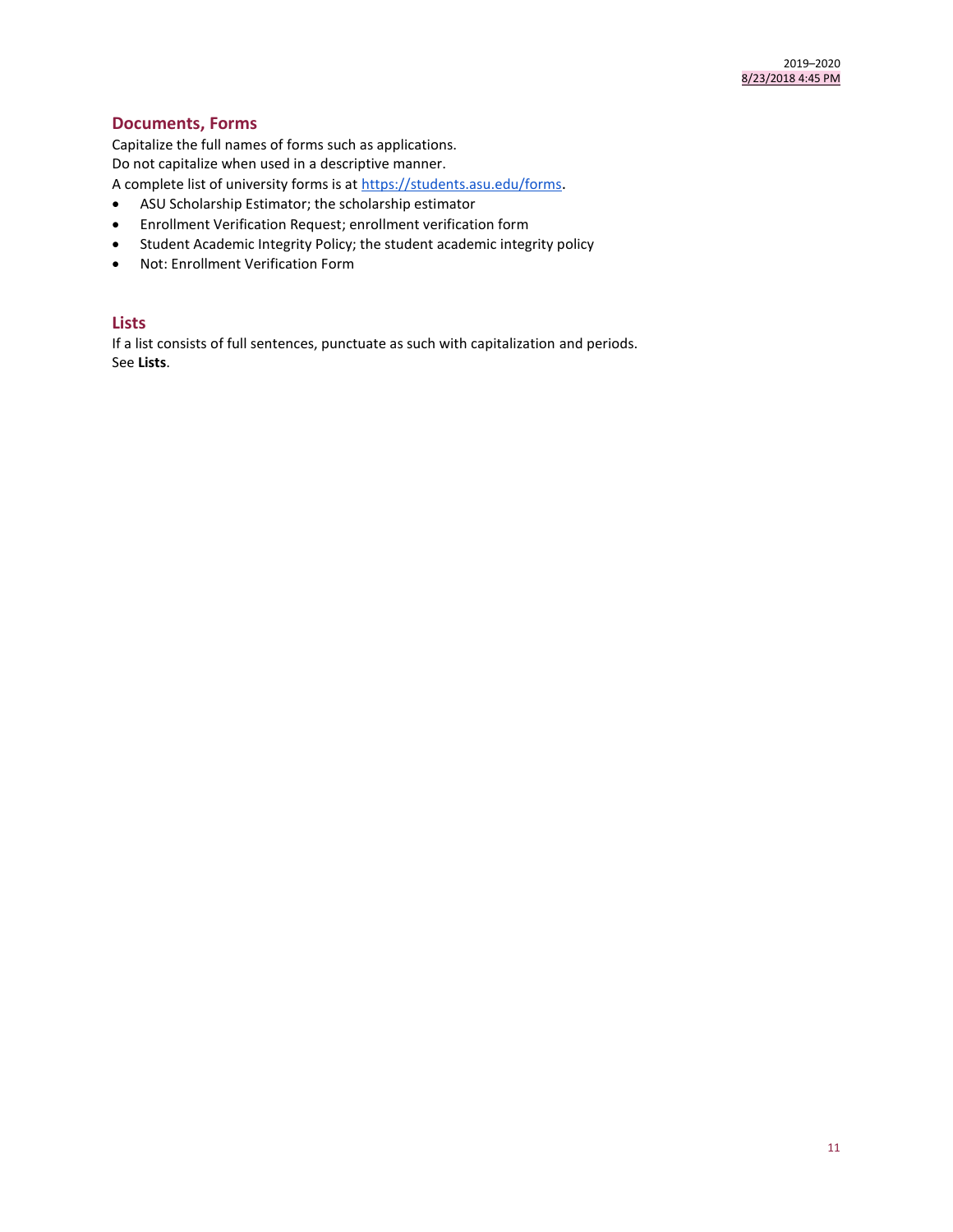## Documents, Forms

Capitalize the full names of forms such as applications.
Do not capitalize when used in a descriptive manner.
A complete list of university forms is at https://students.asu.edu/forms.

- ASU Scholarship Estimator; the scholarship estimator
- Enrollment Verification Request; enrollment verification form
- Student Academic Integrity Policy; the student academic integrity policy
- Not: Enrollment Verification Form

## Lists

If a list consists of full sentences, punctuate as such with capitalization and periods.
See **Lists**.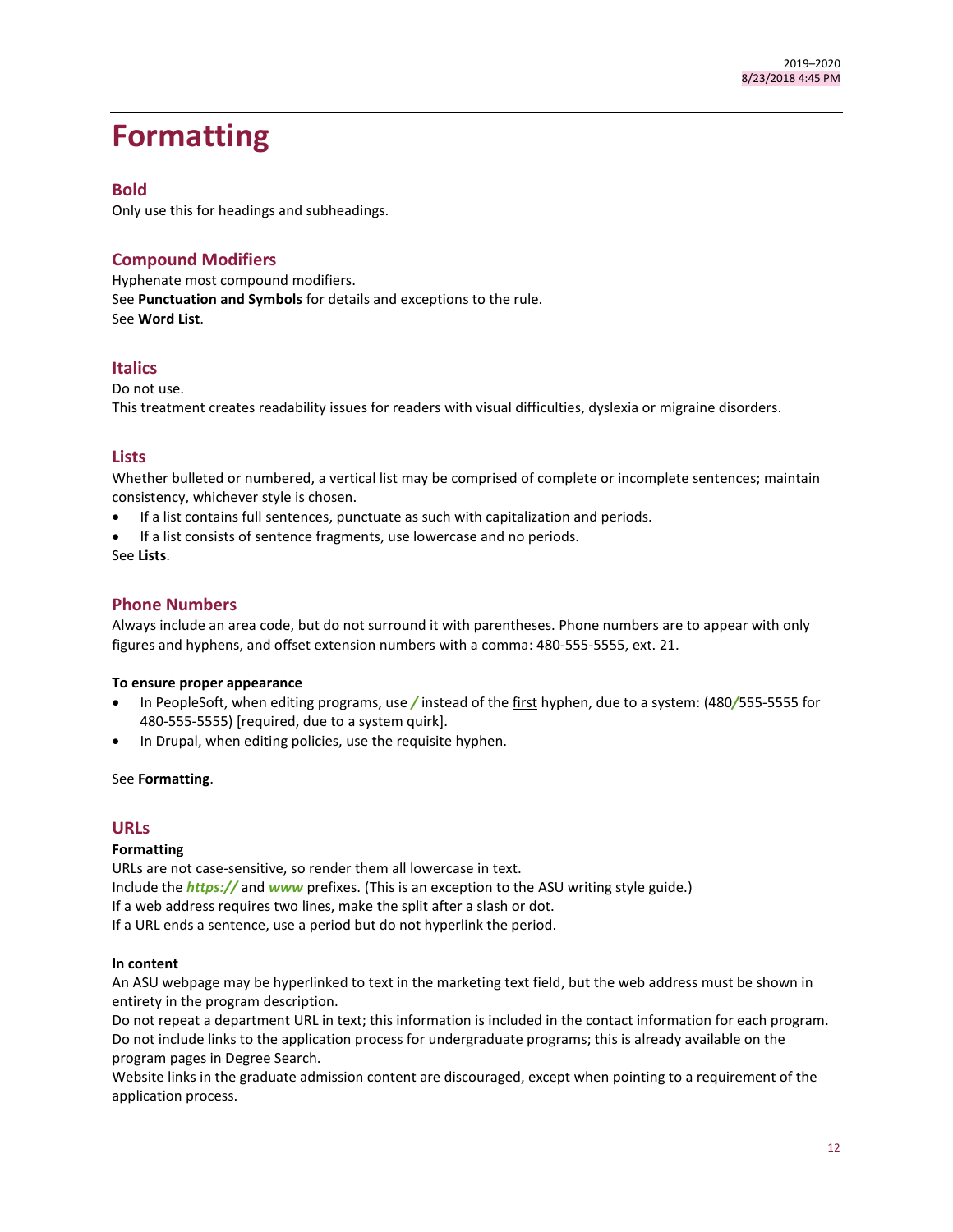# Formatting

## Bold

Only use this for headings and subheadings.

## Compound Modifiers

Hyphenate most compound modifiers.
See **Punctuation and Symbols** for details and exceptions to the rule.
See **Word List**.

## Italics

Do not use.
This treatment creates readability issues for readers with visual difficulties, dyslexia or migraine disorders.

## Lists

Whether bulleted or numbered, a vertical list may be comprised of complete or incomplete sentences; maintain consistency, whichever style is chosen.

- If a list contains full sentences, punctuate as such with capitalization and periods.
- If a list consists of sentence fragments, use lowercase and no periods.

See **Lists**.

## Phone Numbers

Always include an area code, but do not surround it with parentheses. Phone numbers are to appear with only figures and hyphens, and offset extension numbers with a comma: 480-555-5555, ext. 21.

**To ensure proper appearance**

- In PeopleSoft, when editing programs, use **/** instead of the first hyphen, due to a system: (480**/**555-5555 for 480-555-5555) [required, due to a system quirk].
- In Drupal, when editing policies, use the requisite hyphen.

See **Formatting**.

## URLs

**Formatting**

URLs are not case-sensitive, so render them all lowercase in text.
Include the ***https://*** and ***www*** prefixes. (This is an exception to the ASU writing style guide.)
If a web address requires two lines, make the split after a slash or dot.
If a URL ends a sentence, use a period but do not hyperlink the period.

**In content**

An ASU webpage may be hyperlinked to text in the marketing text field, but the web address must be shown in entirety in the program description.
Do not repeat a department URL in text; this information is included in the contact information for each program.
Do not include links to the application process for undergraduate programs; this is already available on the program pages in Degree Search.
Website links in the graduate admission content are discouraged, except when pointing to a requirement of the application process.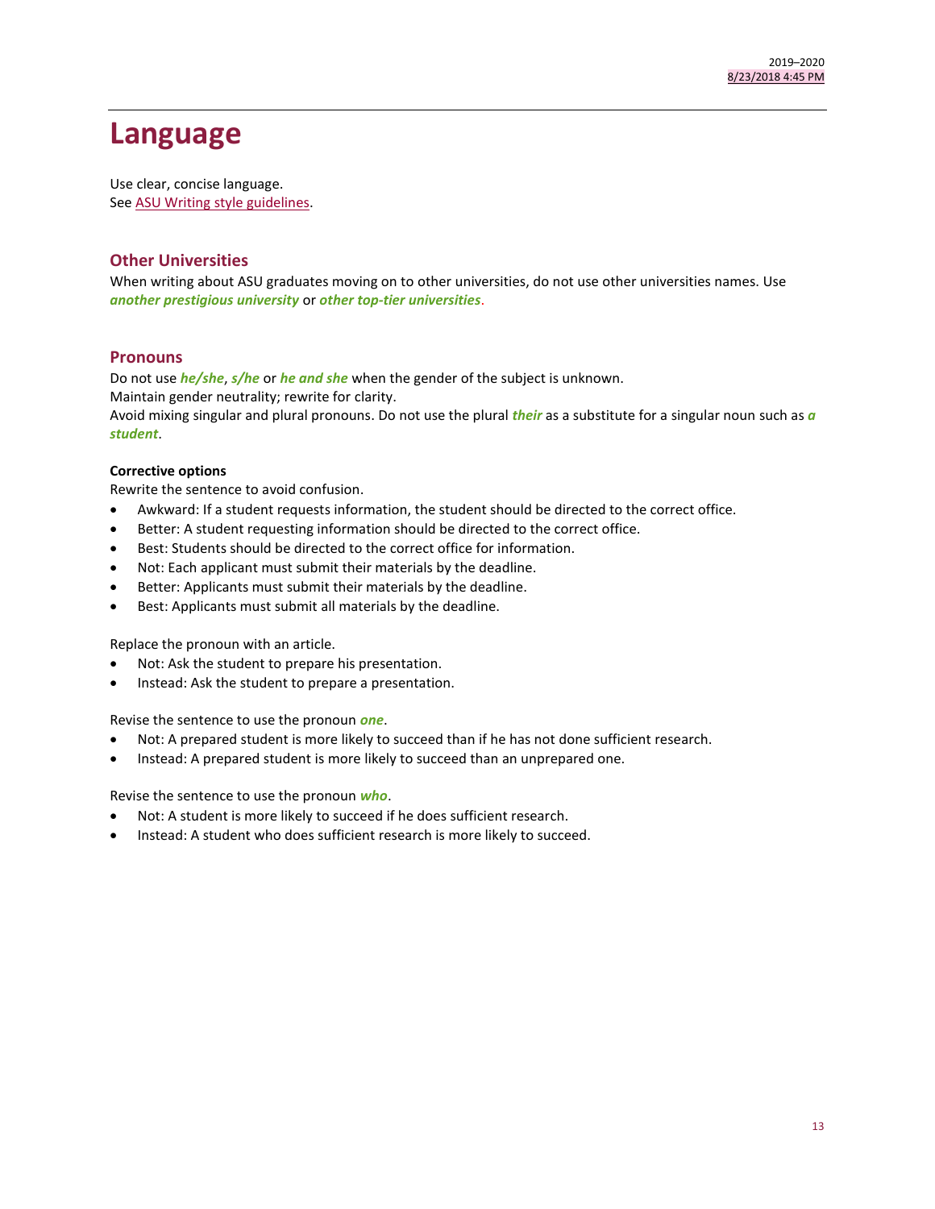# Language

Use clear, concise language.
See [ASU Writing style guidelines](ASU Writing style guidelines).

## Other Universities

When writing about ASU graduates moving on to other universities, do not use other universities names. Use ***another prestigious university*** or ***other top-tier universities***.

## Pronouns

Do not use ***he/she***, ***s/he*** or ***he and she*** when the gender of the subject is unknown.
Maintain gender neutrality; rewrite for clarity.
Avoid mixing singular and plural pronouns. Do not use the plural ***their*** as a substitute for a singular noun such as ***a student***.

**Corrective options**

Rewrite the sentence to avoid confusion.

- Awkward: If a student requests information, the student should be directed to the correct office.
- Better: A student requesting information should be directed to the correct office.
- Best: Students should be directed to the correct office for information.
- Not: Each applicant must submit their materials by the deadline.
- Better: Applicants must submit their materials by the deadline.
- Best: Applicants must submit all materials by the deadline.

Replace the pronoun with an article.

- Not: Ask the student to prepare his presentation.
- Instead: Ask the student to prepare a presentation.

Revise the sentence to use the pronoun ***one***.

- Not: A prepared student is more likely to succeed than if he has not done sufficient research.
- Instead: A prepared student is more likely to succeed than an unprepared one.

Revise the sentence to use the pronoun ***who***.

- Not: A student is more likely to succeed if he does sufficient research.
- Instead: A student who does sufficient research is more likely to succeed.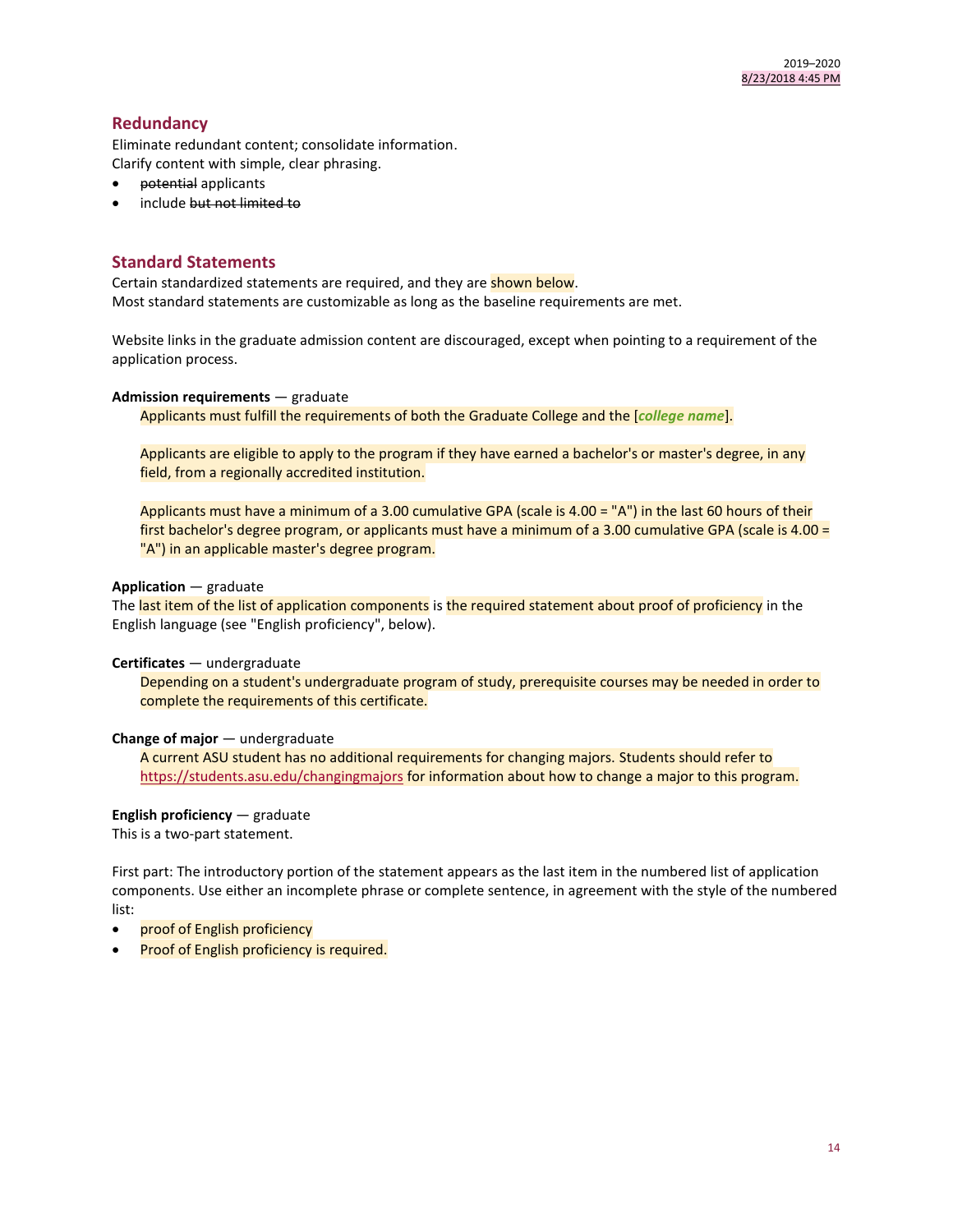## Redundancy

Eliminate redundant content; consolidate information.
Clarify content with simple, clear phrasing.

- ~~potential~~ applicants
- include ~~but not limited to~~

## Standard Statements

Certain standardized statements are required, and they are shown below.
Most standard statements are customizable as long as the baseline requirements are met.

Website links in the graduate admission content are discouraged, except when pointing to a requirement of the application process.

**Admission requirements** — graduate

> Applicants must fulfill the requirements of both the Graduate College and the [***college name***].
>
> Applicants are eligible to apply to the program if they have earned a bachelor's or master's degree, in any field, from a regionally accredited institution.
>
> Applicants must have a minimum of a 3.00 cumulative GPA (scale is 4.00 = "A") in the last 60 hours of their first bachelor's degree program, or applicants must have a minimum of a 3.00 cumulative GPA (scale is 4.00 = "A") in an applicable master's degree program.

**Application** — graduate

The last item of the list of application components is the required statement about proof of proficiency in the English language (see "English proficiency", below).

**Certificates** — undergraduate

> Depending on a student's undergraduate program of study, prerequisite courses may be needed in order to complete the requirements of this certificate.

**Change of major** — undergraduate

> A current ASU student has no additional requirements for changing majors. Students should refer to https://students.asu.edu/changingmajors for information about how to change a major to this program.

**English proficiency** — graduate

This is a two-part statement.

First part: The introductory portion of the statement appears as the last item in the numbered list of application components. Use either an incomplete phrase or complete sentence, in agreement with the style of the numbered list:

- proof of English proficiency
- Proof of English proficiency is required.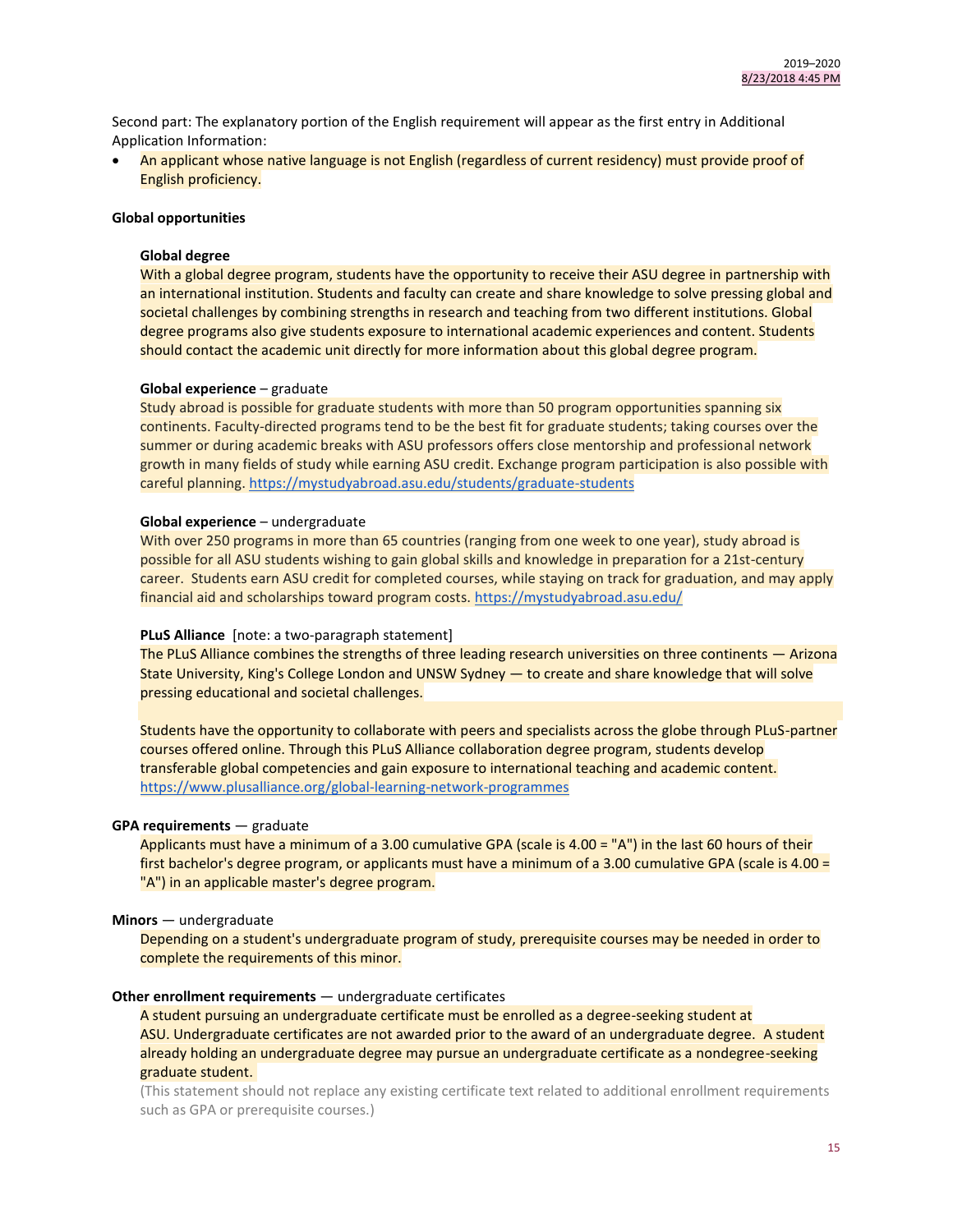Second part: The explanatory portion of the English requirement will appear as the first entry in Additional Application Information:

- An applicant whose native language is not English (regardless of current residency) must provide proof of English proficiency.

**Global opportunities**

**Global degree**

With a global degree program, students have the opportunity to receive their ASU degree in partnership with an international institution. Students and faculty can create and share knowledge to solve pressing global and societal challenges by combining strengths in research and teaching from two different institutions. Global degree programs also give students exposure to international academic experiences and content. Students should contact the academic unit directly for more information about this global degree program.

**Global experience** – graduate

Study abroad is possible for graduate students with more than 50 program opportunities spanning six continents. Faculty-directed programs tend to be the best fit for graduate students; taking courses over the summer or during academic breaks with ASU professors offers close mentorship and professional network growth in many fields of study while earning ASU credit. Exchange program participation is also possible with careful planning. https://mystudyabroad.asu.edu/students/graduate-students

**Global experience** – undergraduate

With over 250 programs in more than 65 countries (ranging from one week to one year), study abroad is possible for all ASU students wishing to gain global skills and knowledge in preparation for a 21st-century career. Students earn ASU credit for completed courses, while staying on track for graduation, and may apply financial aid and scholarships toward program costs. https://mystudyabroad.asu.edu/

**PLuS Alliance** [note: a two-paragraph statement]

The PLuS Alliance combines the strengths of three leading research universities on three continents — Arizona State University, King's College London and UNSW Sydney — to create and share knowledge that will solve pressing educational and societal challenges.

Students have the opportunity to collaborate with peers and specialists across the globe through PLuS-partner courses offered online. Through this PLuS Alliance collaboration degree program, students develop transferable global competencies and gain exposure to international teaching and academic content. https://www.plusalliance.org/global-learning-network-programmes

**GPA requirements** — graduate

Applicants must have a minimum of a 3.00 cumulative GPA (scale is 4.00 = "A") in the last 60 hours of their first bachelor's degree program, or applicants must have a minimum of a 3.00 cumulative GPA (scale is 4.00 = "A") in an applicable master's degree program.

**Minors** — undergraduate

Depending on a student's undergraduate program of study, prerequisite courses may be needed in order to complete the requirements of this minor.

**Other enrollment requirements** — undergraduate certificates

A student pursuing an undergraduate certificate must be enrolled as a degree-seeking student at ASU. Undergraduate certificates are not awarded prior to the award of an undergraduate degree. A student already holding an undergraduate degree may pursue an undergraduate certificate as a nondegree-seeking graduate student.

(This statement should not replace any existing certificate text related to additional enrollment requirements such as GPA or prerequisite courses.)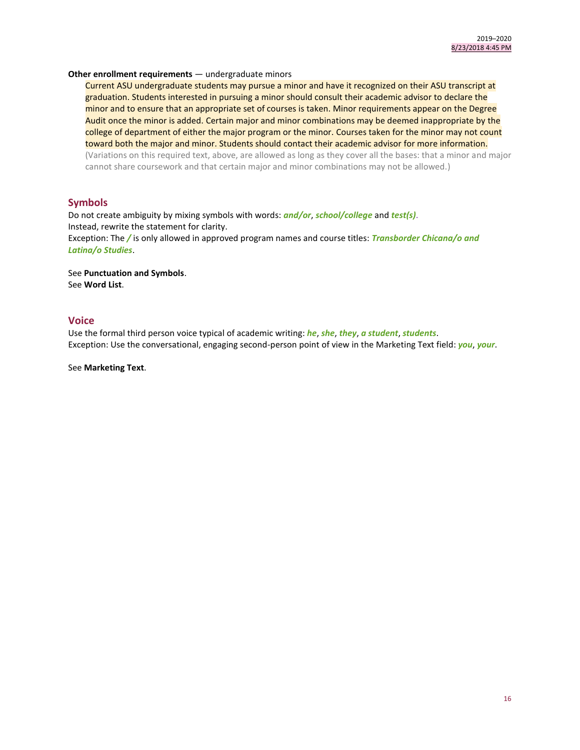**Other enrollment requirements** — undergraduate minors

> Current ASU undergraduate students may pursue a minor and have it recognized on their ASU transcript at graduation. Students interested in pursuing a minor should consult their academic advisor to declare the minor and to ensure that an appropriate set of courses is taken. Minor requirements appear on the Degree Audit once the minor is added. Certain major and minor combinations may be deemed inappropriate by the college of department of either the major program or the minor. Courses taken for the minor may not count toward both the major and minor. Students should contact their academic advisor for more information.
>
> (Variations on this required text, above, are allowed as long as they cover all the bases: that a minor and major cannot share coursework and that certain major and minor combinations may not be allowed.)

## Symbols

Do not create ambiguity by mixing symbols with words: ***and/or***, ***school/college*** and ***test(s)***.
Instead, rewrite the statement for clarity.
Exception: The ***/*** is only allowed in approved program names and course titles: ***Transborder Chicana/o and Latina/o Studies***.

See **Punctuation and Symbols**.
See **Word List**.

## Voice

Use the formal third person voice typical of academic writing: ***he***, ***she***, ***they***, ***a student***, ***students***.
Exception: Use the conversational, engaging second-person point of view in the Marketing Text field: ***you***, ***your***.

See **Marketing Text**.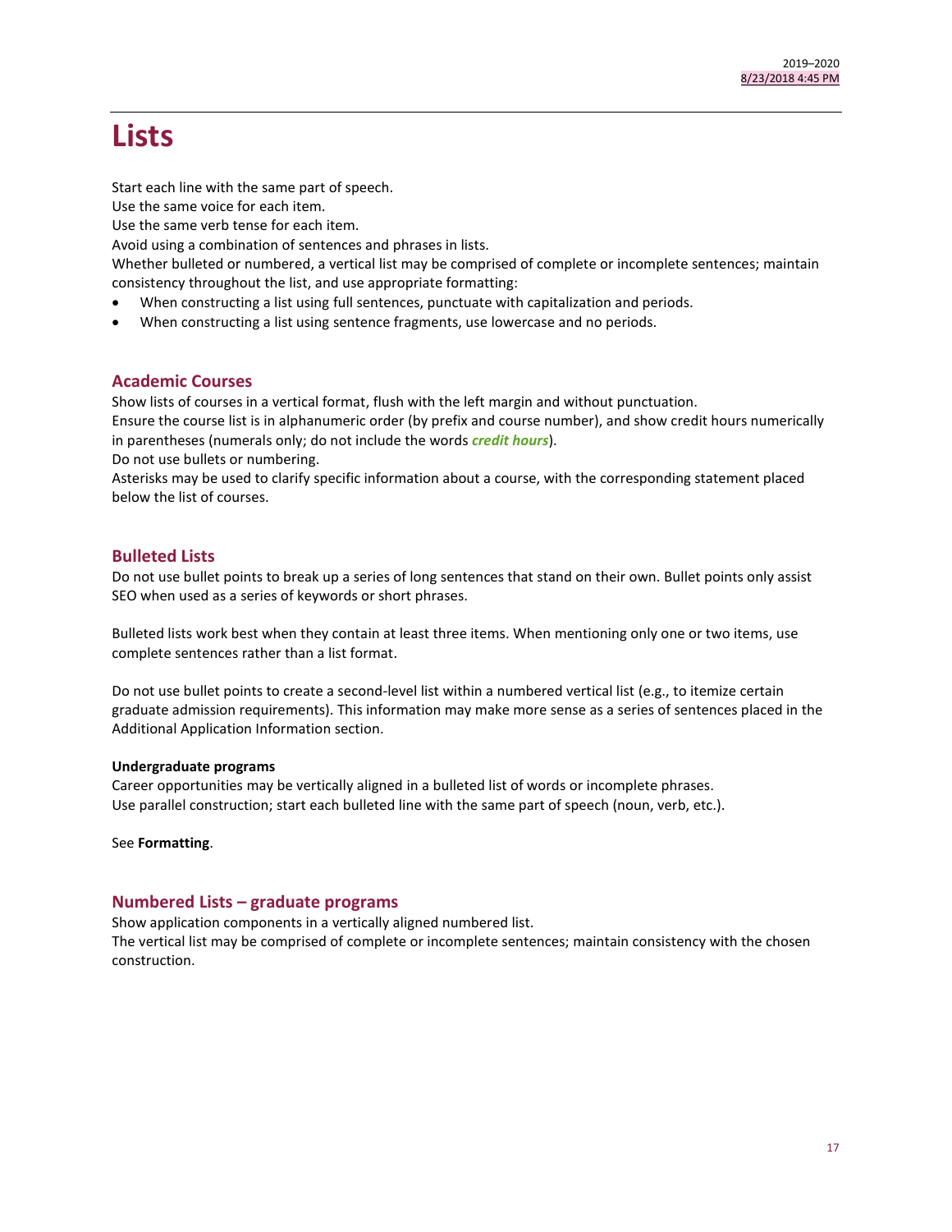# Lists

Start each line with the same part of speech.
Use the same voice for each item.
Use the same verb tense for each item.
Avoid using a combination of sentences and phrases in lists.
Whether bulleted or numbered, a vertical list may be comprised of complete or incomplete sentences; maintain consistency throughout the list, and use appropriate formatting:

- When constructing a list using full sentences, punctuate with capitalization and periods.
- When constructing a list using sentence fragments, use lowercase and no periods.

## Academic Courses

Show lists of courses in a vertical format, flush with the left margin and without punctuation.
Ensure the course list is in alphanumeric order (by prefix and course number), and show credit hours numerically in parentheses (numerals only; do not include the words ***credit hours***).
Do not use bullets or numbering.
Asterisks may be used to clarify specific information about a course, with the corresponding statement placed below the list of courses.

## Bulleted Lists

Do not use bullet points to break up a series of long sentences that stand on their own. Bullet points only assist SEO when used as a series of keywords or short phrases.

Bulleted lists work best when they contain at least three items. When mentioning only one or two items, use complete sentences rather than a list format.

Do not use bullet points to create a second-level list within a numbered vertical list (e.g., to itemize certain graduate admission requirements). This information may make more sense as a series of sentences placed in the Additional Application Information section.

**Undergraduate programs**
Career opportunities may be vertically aligned in a bulleted list of words or incomplete phrases.
Use parallel construction; start each bulleted line with the same part of speech (noun, verb, etc.).

See **Formatting**.

## Numbered Lists – graduate programs

Show application components in a vertically aligned numbered list.
The vertical list may be comprised of complete or incomplete sentences; maintain consistency with the chosen construction.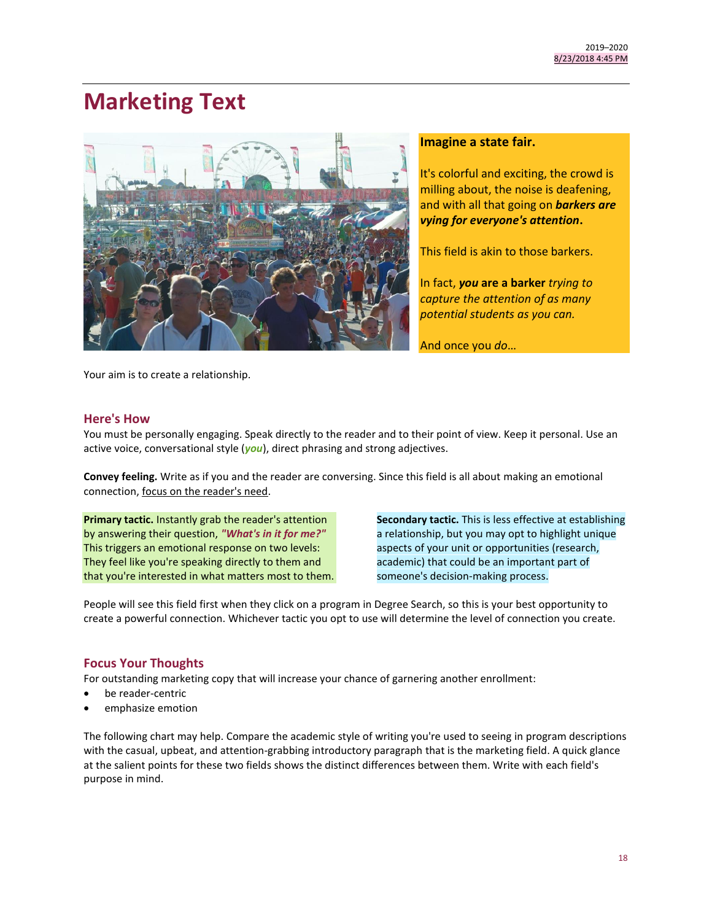# Marketing Text

**Imagine a state fair.**

It's colorful and exciting, the crowd is milling about, the noise is deafening, and with all that going on ***barkers are vying for everyone's attention*.**

This field is akin to those barkers.

In fact, ***you* are a barker** *trying to capture the attention of as many potential students as you can.*

And once you *do*…

Your aim is to create a relationship.

## Here's How

You must be personally engaging. Speak directly to the reader and to their point of view. Keep it personal. Use an active voice, conversational style (***you***), direct phrasing and strong adjectives.

**Convey feeling.** Write as if you and the reader are conversing. Since this field is all about making an emotional connection, focus on the reader's need.

**Primary tactic.** Instantly grab the reader's attention by answering their question, ***"What's in it for me?"*** This triggers an emotional response on two levels: They feel like you're speaking directly to them and that you're interested in what matters most to them.

**Secondary tactic.** This is less effective at establishing a relationship, but you may opt to highlight unique aspects of your unit or opportunities (research, academic) that could be an important part of someone's decision-making process.

People will see this field first when they click on a program in Degree Search, so this is your best opportunity to create a powerful connection. Whichever tactic you opt to use will determine the level of connection you create.

## Focus Your Thoughts

For outstanding marketing copy that will increase your chance of garnering another enrollment:

- be reader-centric
- emphasize emotion

The following chart may help. Compare the academic style of writing you're used to seeing in program descriptions with the casual, upbeat, and attention-grabbing introductory paragraph that is the marketing field. A quick glance at the salient points for these two fields shows the distinct differences between them. Write with each field's purpose in mind.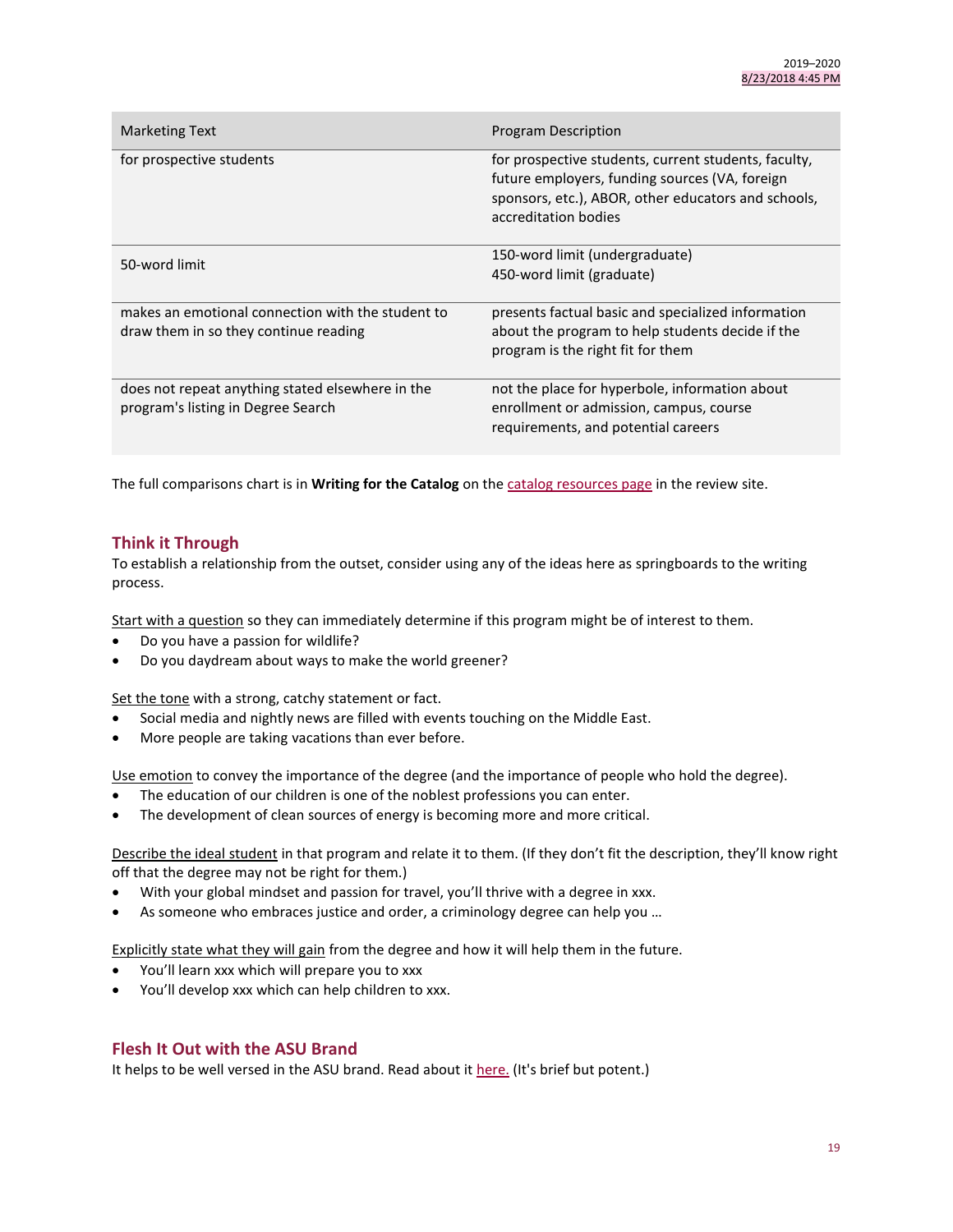| Marketing Text | Program Description |
|---|---|
| for prospective students | for prospective students, current students, faculty, future employers, funding sources (VA, foreign sponsors, etc.), ABOR, other educators and schools, accreditation bodies |
| 50-word limit | 150-word limit (undergraduate)<br>450-word limit (graduate) |
| makes an emotional connection with the student to draw them in so they continue reading | presents factual basic and specialized information about the program to help students decide if the program is the right fit for them |
| does not repeat anything stated elsewhere in the program's listing in Degree Search | not the place for hyperbole, information about enrollment or admission, campus, course requirements, and potential careers |

The full comparisons chart is in **Writing for the Catalog** on the catalog resources page in the review site.

## Think it Through

To establish a relationship from the outset, consider using any of the ideas here as springboards to the writing process.

Start with a question so they can immediately determine if this program might be of interest to them.

- Do you have a passion for wildlife?
- Do you daydream about ways to make the world greener?

Set the tone with a strong, catchy statement or fact.

- Social media and nightly news are filled with events touching on the Middle East.
- More people are taking vacations than ever before.

Use emotion to convey the importance of the degree (and the importance of people who hold the degree).

- The education of our children is one of the noblest professions you can enter.
- The development of clean sources of energy is becoming more and more critical.

Describe the ideal student in that program and relate it to them. (If they don't fit the description, they'll know right off that the degree may not be right for them.)

- With your global mindset and passion for travel, you'll thrive with a degree in xxx.
- As someone who embraces justice and order, a criminology degree can help you …

Explicitly state what they will gain from the degree and how it will help them in the future.

- You'll learn xxx which will prepare you to xxx
- You'll develop xxx which can help children to xxx.

## Flesh It Out with the ASU Brand

It helps to be well versed in the ASU brand. Read about it here. (It's brief but potent.)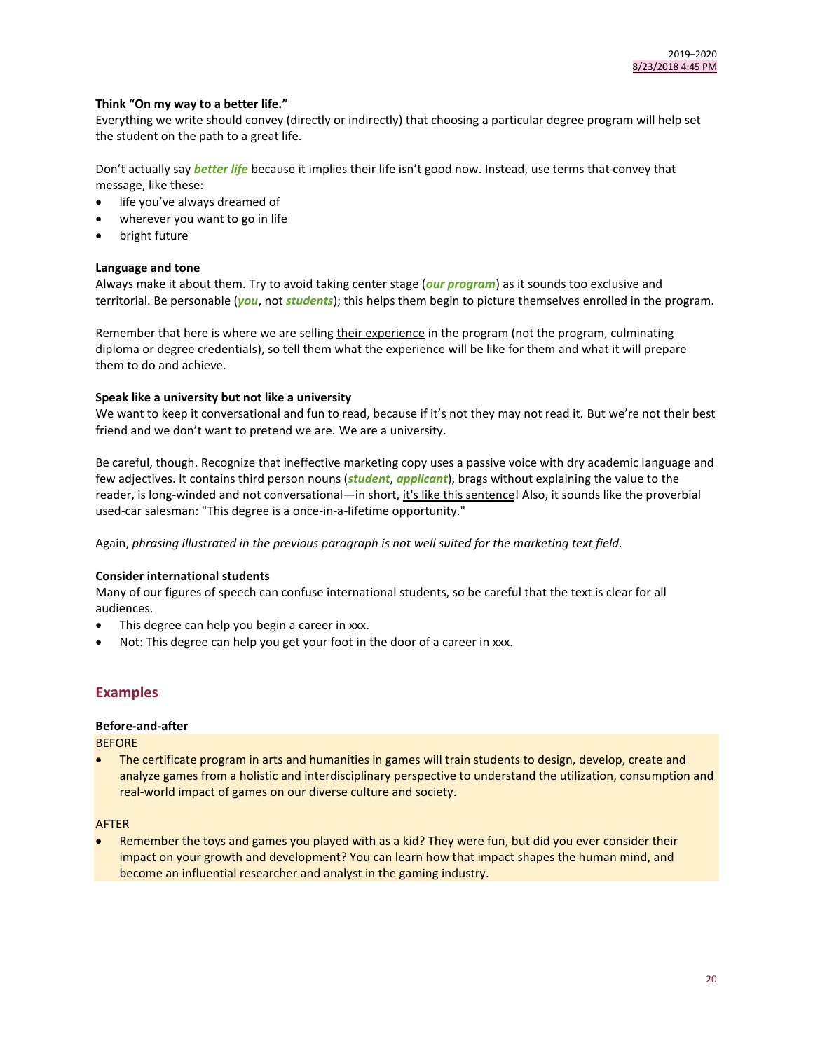**Think "On my way to a better life."**

Everything we write should convey (directly or indirectly) that choosing a particular degree program will help set the student on the path to a great life.

Don't actually say ***better life*** because it implies their life isn't good now. Instead, use terms that convey that message, like these:

- life you've always dreamed of
- wherever you want to go in life
- bright future

**Language and tone**

Always make it about them. Try to avoid taking center stage (***our program***) as it sounds too exclusive and territorial. Be personable (***you***, not ***students***); this helps them begin to picture themselves enrolled in the program.

Remember that here is where we are selling <u>their experience</u> in the program (not the program, culminating diploma or degree credentials), so tell them what the experience will be like for them and what it will prepare them to do and achieve.

**Speak like a university but not like a university**

We want to keep it conversational and fun to read, because if it's not they may not read it. But we're not their best friend and we don't want to pretend we are. We are a university.

Be careful, though. Recognize that ineffective marketing copy uses a passive voice with dry academic language and few adjectives. It contains third person nouns (***student***, ***applicant***), brags without explaining the value to the reader, is long-winded and not conversational—in short, <u>it's like this sentence</u>! Also, it sounds like the proverbial used-car salesman: "This degree is a once-in-a-lifetime opportunity."

Again, *phrasing illustrated in the previous paragraph is not well suited for the marketing text field.*

**Consider international students**

Many of our figures of speech can confuse international students, so be careful that the text is clear for all audiences.

- This degree can help you begin a career in xxx.
- Not: This degree can help you get your foot in the door of a career in xxx.

## Examples

**Before-and-after**

BEFORE

- The certificate program in arts and humanities in games will train students to design, develop, create and analyze games from a holistic and interdisciplinary perspective to understand the utilization, consumption and real-world impact of games on our diverse culture and society.

AFTER

- Remember the toys and games you played with as a kid? They were fun, but did you ever consider their impact on your growth and development? You can learn how that impact shapes the human mind, and become an influential researcher and analyst in the gaming industry.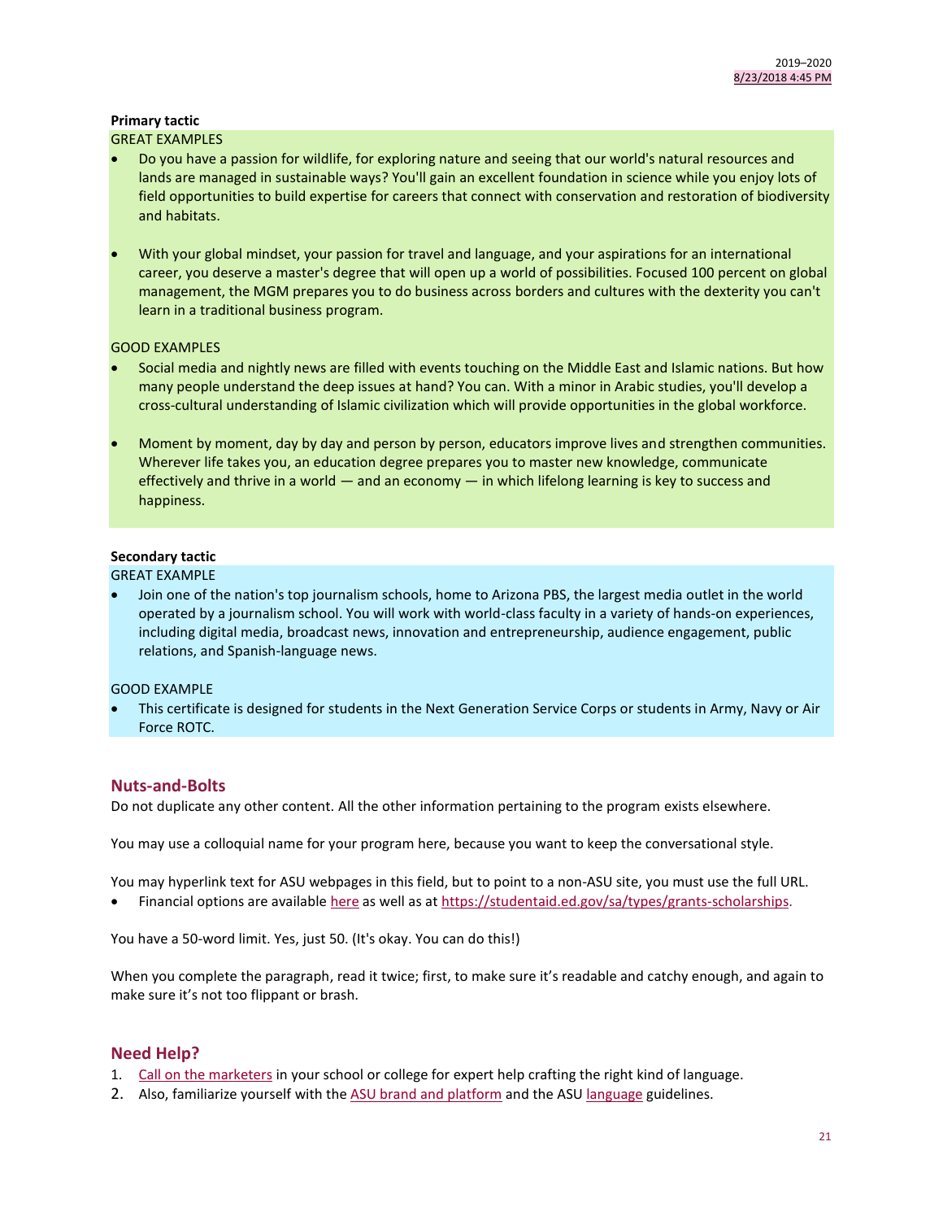**Primary tactic**

GREAT EXAMPLES

- Do you have a passion for wildlife, for exploring nature and seeing that our world's natural resources and lands are managed in sustainable ways? You'll gain an excellent foundation in science while you enjoy lots of field opportunities to build expertise for careers that connect with conservation and restoration of biodiversity and habitats.

- With your global mindset, your passion for travel and language, and your aspirations for an international career, you deserve a master's degree that will open up a world of possibilities. Focused 100 percent on global management, the MGM prepares you to do business across borders and cultures with the dexterity you can't learn in a traditional business program.

GOOD EXAMPLES

- Social media and nightly news are filled with events touching on the Middle East and Islamic nations. But how many people understand the deep issues at hand? You can. With a minor in Arabic studies, you'll develop a cross-cultural understanding of Islamic civilization which will provide opportunities in the global workforce.

- Moment by moment, day by day and person by person, educators improve lives and strengthen communities. Wherever life takes you, an education degree prepares you to master new knowledge, communicate effectively and thrive in a world — and an economy — in which lifelong learning is key to success and happiness.

**Secondary tactic**

GREAT EXAMPLE

- Join one of the nation's top journalism schools, home to Arizona PBS, the largest media outlet in the world operated by a journalism school. You will work with world-class faculty in a variety of hands-on experiences, including digital media, broadcast news, innovation and entrepreneurship, audience engagement, public relations, and Spanish-language news.

GOOD EXAMPLE

- This certificate is designed for students in the Next Generation Service Corps or students in Army, Navy or Air Force ROTC.

## Nuts-and-Bolts

Do not duplicate any other content. All the other information pertaining to the program exists elsewhere.

You may use a colloquial name for your program here, because you want to keep the conversational style.

You may hyperlink text for ASU webpages in this field, but to point to a non-ASU site, you must use the full URL.

- Financial options are available here as well as at https://studentaid.ed.gov/sa/types/grants-scholarships.

You have a 50-word limit. Yes, just 50. (It's okay. You can do this!)

When you complete the paragraph, read it twice; first, to make sure it's readable and catchy enough, and again to make sure it's not too flippant or brash.

## Need Help?

1. Call on the marketers in your school or college for expert help crafting the right kind of language.
2. Also, familiarize yourself with the ASU brand and platform and the ASU language guidelines.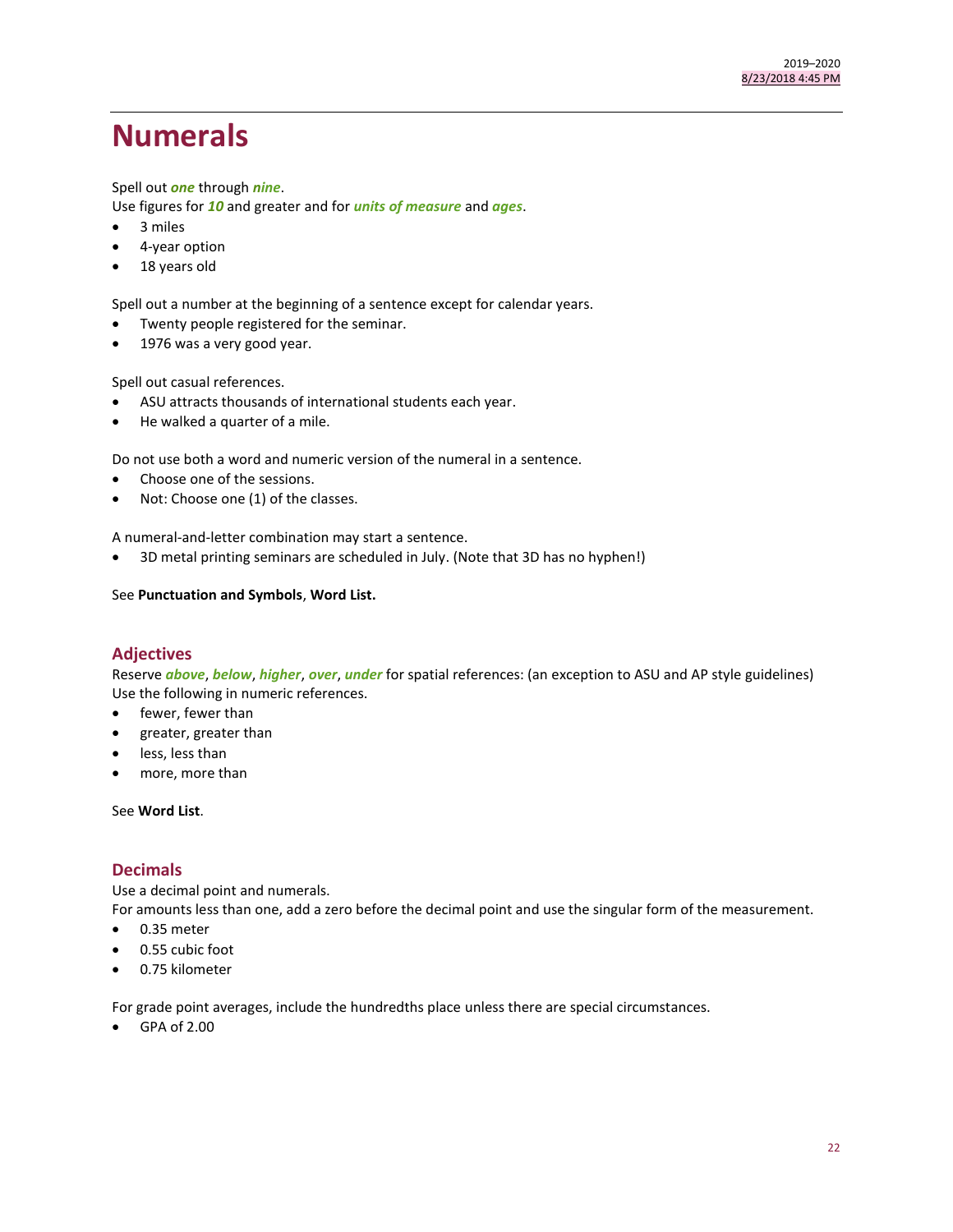// Numerals

Spell out ***one*** through ***nine***.
Use figures for ***10*** and greater and for ***units of measure*** and ***ages***.

- 3 miles
- 4-year option
- 18 years old

Spell out a number at the beginning of a sentence except for calendar years.

- Twenty people registered for the seminar.
- 1976 was a very good year.

Spell out casual references.

- ASU attracts thousands of international students each year.
- He walked a quarter of a mile.

Do not use both a word and numeric version of the numeral in a sentence.

- Choose one of the sessions.
- Not: Choose one (1) of the classes.

A numeral-and-letter combination may start a sentence.

- 3D metal printing seminars are scheduled in July. (Note that 3D has no hyphen!)

See **Punctuation and Symbols**, **Word List.**

## Adjectives

Reserve ***above***, ***below***, ***higher***, ***over***, ***under*** for spatial references: (an exception to ASU and AP style guidelines)
Use the following in numeric references.

- fewer, fewer than
- greater, greater than
- less, less than
- more, more than

See **Word List**.

## Decimals

Use a decimal point and numerals.
For amounts less than one, add a zero before the decimal point and use the singular form of the measurement.

- 0.35 meter
- 0.55 cubic foot
- 0.75 kilometer

For grade point averages, include the hundredths place unless there are special circumstances.

- GPA of 2.00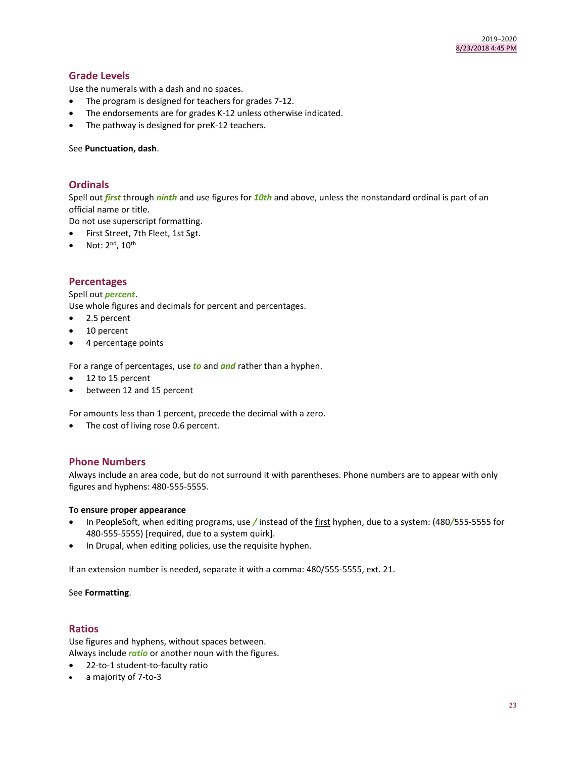## Grade Levels

Use the numerals with a dash and no spaces.

- The program is designed for teachers for grades 7-12.
- The endorsements are for grades K-12 unless otherwise indicated.
- The pathway is designed for preK-12 teachers.

See **Punctuation, dash**.

## Ordinals

Spell out ***first*** through ***ninth*** and use figures for ***10th*** and above, unless the nonstandard ordinal is part of an official name or title.

Do not use superscript formatting.

- First Street, 7th Fleet, 1st Sgt.
- Not: 2^nd, 10^th

## Percentages

Spell out ***percent***.

Use whole figures and decimals for percent and percentages.

- 2.5 percent
- 10 percent
- 4 percentage points

For a range of percentages, use ***to*** and ***and*** rather than a hyphen.

- 12 to 15 percent
- between 12 and 15 percent

For amounts less than 1 percent, precede the decimal with a zero.

- The cost of living rose 0.6 percent.

## Phone Numbers

Always include an area code, but do not surround it with parentheses. Phone numbers are to appear with only figures and hyphens: 480-555-5555.

**To ensure proper appearance**

- In PeopleSoft, when editing programs, use ***/*** instead of the first hyphen, due to a system: (480***/***555-5555 for 480-555-5555) [required, due to a system quirk].
- In Drupal, when editing policies, use the requisite hyphen.

If an extension number is needed, separate it with a comma: 480/555-5555, ext. 21.

See **Formatting**.

## Ratios

Use figures and hyphens, without spaces between.

Always include ***ratio*** or another noun with the figures.

- 22-to-1 student-to-faculty ratio
- a majority of 7-to-3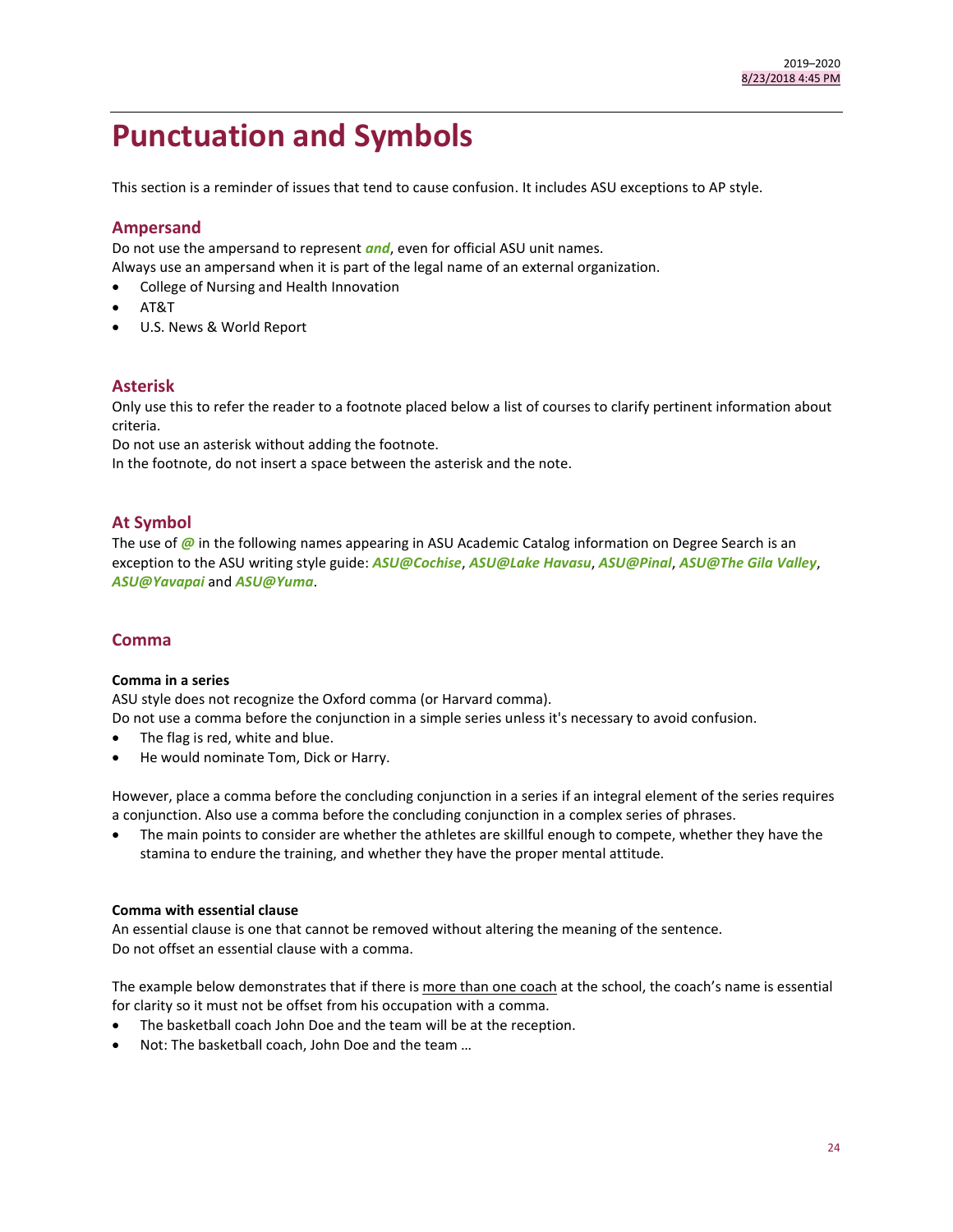# Punctuation and Symbols

This section is a reminder of issues that tend to cause confusion. It includes ASU exceptions to AP style.

## Ampersand

Do not use the ampersand to represent ***and***, even for official ASU unit names.
Always use an ampersand when it is part of the legal name of an external organization.

- College of Nursing and Health Innovation
- AT&T
- U.S. News & World Report

## Asterisk

Only use this to refer the reader to a footnote placed below a list of courses to clarify pertinent information about criteria.
Do not use an asterisk without adding the footnote.
In the footnote, do not insert a space between the asterisk and the note.

## At Symbol

The use of ***@*** in the following names appearing in ASU Academic Catalog information on Degree Search is an exception to the ASU writing style guide: ***ASU@Cochise***, ***ASU@Lake Havasu***, ***ASU@Pinal***, ***ASU@The Gila Valley***, ***ASU@Yavapai*** and ***ASU@Yuma***.

## Comma

**Comma in a series**

ASU style does not recognize the Oxford comma (or Harvard comma).
Do not use a comma before the conjunction in a simple series unless it's necessary to avoid confusion.

- The flag is red, white and blue.
- He would nominate Tom, Dick or Harry.

However, place a comma before the concluding conjunction in a series if an integral element of the series requires a conjunction. Also use a comma before the concluding conjunction in a complex series of phrases.

- The main points to consider are whether the athletes are skillful enough to compete, whether they have the stamina to endure the training, and whether they have the proper mental attitude.

**Comma with essential clause**

An essential clause is one that cannot be removed without altering the meaning of the sentence.
Do not offset an essential clause with a comma.

The example below demonstrates that if there is more than one coach at the school, the coach's name is essential for clarity so it must not be offset from his occupation with a comma.

- The basketball coach John Doe and the team will be at the reception.
- Not: The basketball coach, John Doe and the team …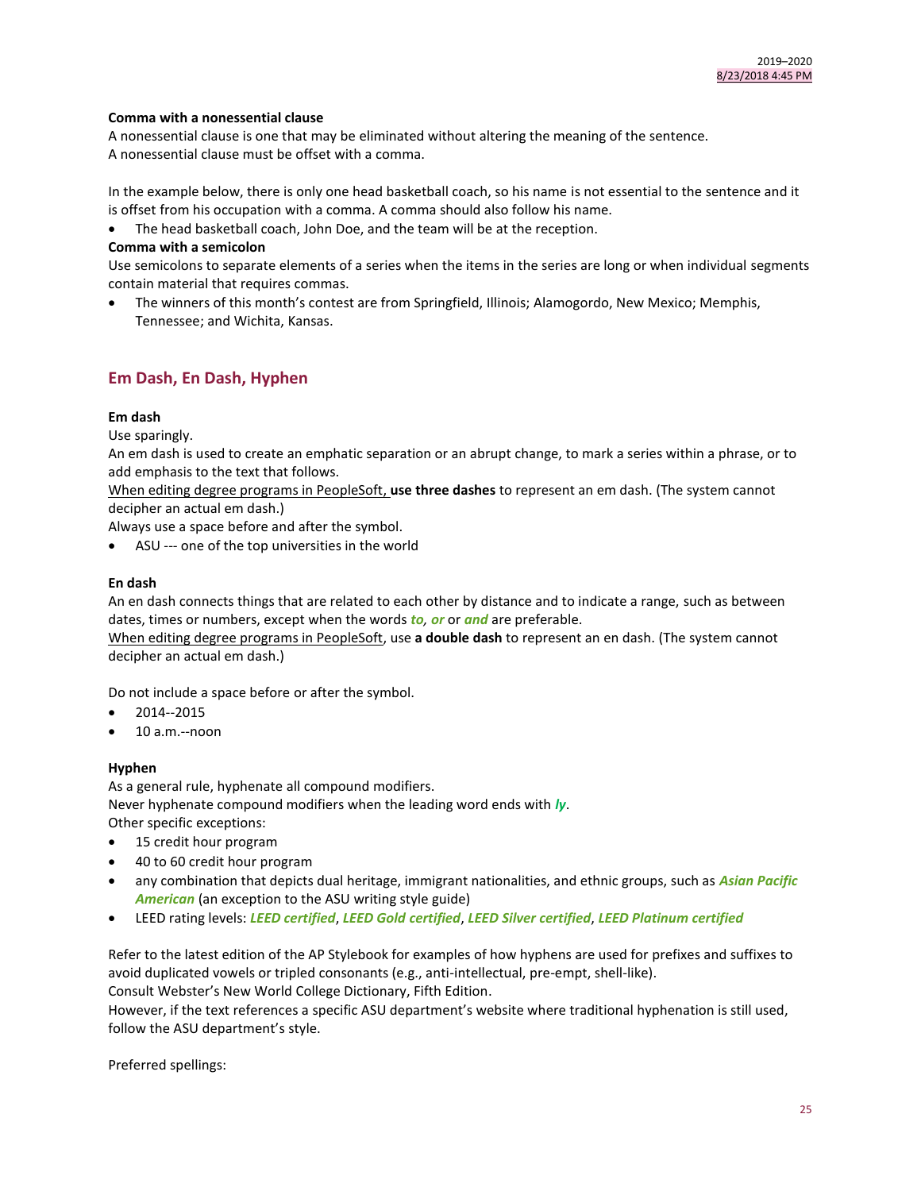**Comma with a nonessential clause**

A nonessential clause is one that may be eliminated without altering the meaning of the sentence.
A nonessential clause must be offset with a comma.

In the example below, there is only one head basketball coach, so his name is not essential to the sentence and it is offset from his occupation with a comma. A comma should also follow his name.

- The head basketball coach, John Doe, and the team will be at the reception.

**Comma with a semicolon**

Use semicolons to separate elements of a series when the items in the series are long or when individual segments contain material that requires commas.

- The winners of this month's contest are from Springfield, Illinois; Alamogordo, New Mexico; Memphis, Tennessee; and Wichita, Kansas.

## Em Dash, En Dash, Hyphen

**Em dash**

Use sparingly.
An em dash is used to create an emphatic separation or an abrupt change, to mark a series within a phrase, or to add emphasis to the text that follows.
When editing degree programs in PeopleSoft, **use three dashes** to represent an em dash. (The system cannot decipher an actual em dash.)
Always use a space before and after the symbol.

- ASU --- one of the top universities in the world

**En dash**

An en dash connects things that are related to each other by distance and to indicate a range, such as between dates, times or numbers, except when the words ***to, or*** or ***and*** are preferable.
When editing degree programs in PeopleSoft, use **a double dash** to represent an en dash. (The system cannot decipher an actual em dash.)

Do not include a space before or after the symbol.

- 2014--2015
- 10 a.m.--noon

**Hyphen**

As a general rule, hyphenate all compound modifiers.
Never hyphenate compound modifiers when the leading word ends with ***ly***.
Other specific exceptions:

- 15 credit hour program
- 40 to 60 credit hour program
- any combination that depicts dual heritage, immigrant nationalities, and ethnic groups, such as ***Asian Pacific American*** (an exception to the ASU writing style guide)
- LEED rating levels: ***LEED certified***, ***LEED Gold certified***, ***LEED Silver certified***, ***LEED Platinum certified***

Refer to the latest edition of the AP Stylebook for examples of how hyphens are used for prefixes and suffixes to avoid duplicated vowels or tripled consonants (e.g., anti-intellectual, pre-empt, shell-like).
Consult Webster's New World College Dictionary, Fifth Edition.
However, if the text references a specific ASU department's website where traditional hyphenation is still used, follow the ASU department's style.

Preferred spellings: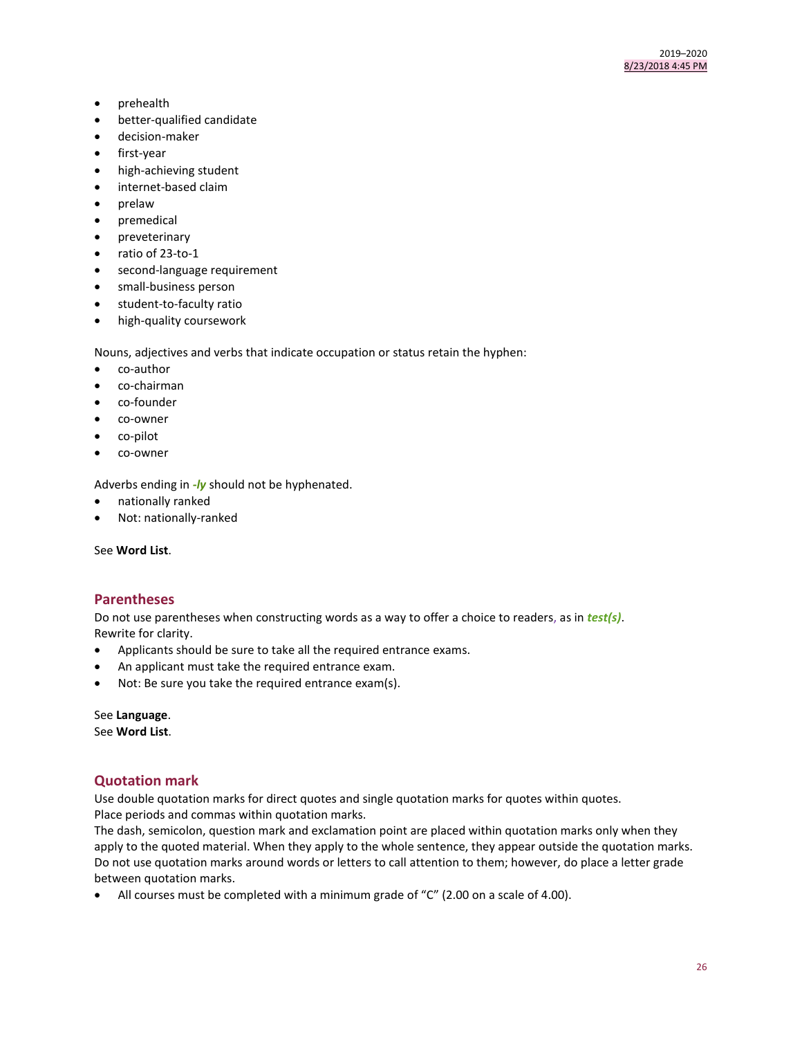- prehealth
- better-qualified candidate
- decision-maker
- first-year
- high-achieving student
- internet-based claim
- prelaw
- premedical
- preveterinary
- ratio of 23-to-1
- second-language requirement
- small-business person
- student-to-faculty ratio
- high-quality coursework

Nouns, adjectives and verbs that indicate occupation or status retain the hyphen:

- co-author
- co-chairman
- co-founder
- co-owner
- co-pilot
- co-owner

Adverbs ending in ***-ly*** should not be hyphenated.

- nationally ranked
- Not: nationally-ranked

See **Word List**.

## Parentheses

Do not use parentheses when constructing words as a way to offer a choice to readers, as in ***test(s)***. Rewrite for clarity.

- Applicants should be sure to take all the required entrance exams.
- An applicant must take the required entrance exam.
- Not: Be sure you take the required entrance exam(s).

See **Language**.
See **Word List**.

## Quotation mark

Use double quotation marks for direct quotes and single quotation marks for quotes within quotes.
Place periods and commas within quotation marks.
The dash, semicolon, question mark and exclamation point are placed within quotation marks only when they apply to the quoted material. When they apply to the whole sentence, they appear outside the quotation marks.
Do not use quotation marks around words or letters to call attention to them; however, do place a letter grade between quotation marks.

- All courses must be completed with a minimum grade of "C" (2.00 on a scale of 4.00).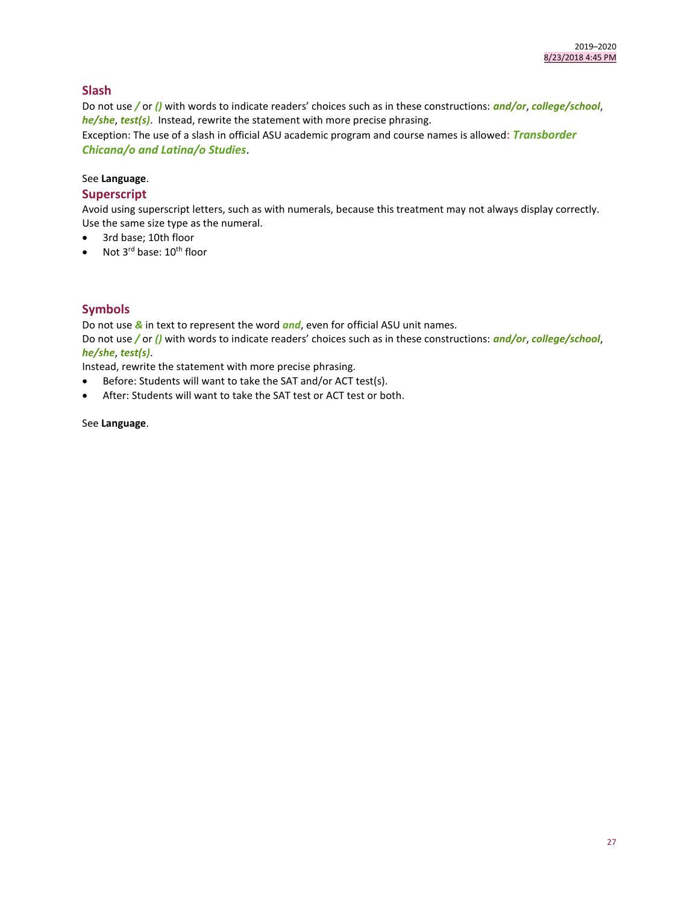## Slash

Do not use ***/*** or ***()*** with words to indicate readers' choices such as in these constructions: ***and/or***, ***college/school***, ***he/she***, ***test(s)***. Instead, rewrite the statement with more precise phrasing.

Exception: The use of a slash in official ASU academic program and course names is allowed: ***Transborder Chicana/o and Latina/o Studies***.

See **Language**.

## Superscript

Avoid using superscript letters, such as with numerals, because this treatment may not always display correctly. Use the same size type as the numeral.

- 3rd base; 10th floor
- Not $3^{rd}$ base: $10^{th}$ floor

## Symbols

Do not use ***&*** in text to represent the word ***and***, even for official ASU unit names.

Do not use ***/*** or ***()*** with words to indicate readers' choices such as in these constructions: ***and/or***, ***college/school***, ***he/she***, ***test(s)***.

Instead, rewrite the statement with more precise phrasing.

- Before: Students will want to take the SAT and/or ACT test(s).
- After: Students will want to take the SAT test or ACT test or both.

See **Language**.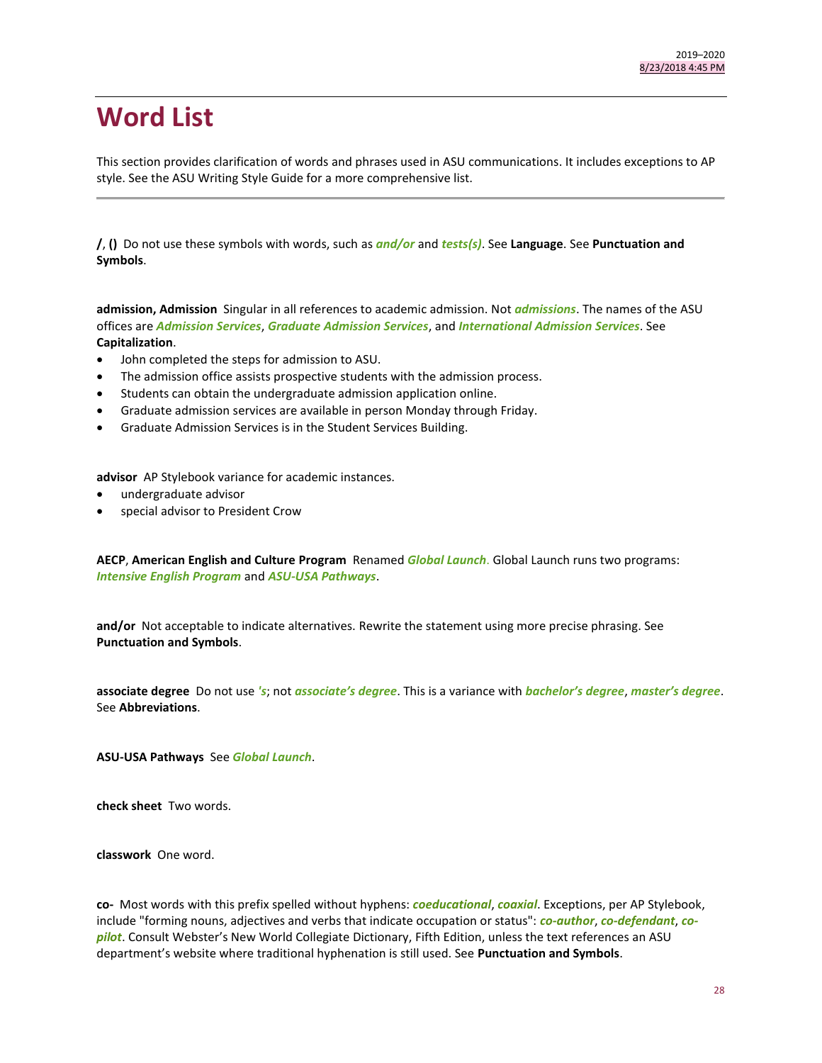# Word List

This section provides clarification of words and phrases used in ASU communications. It includes exceptions to AP style. See the ASU Writing Style Guide for a more comprehensive list.

---

**/**, **()** Do not use these symbols with words, such as ***and/or*** and ***tests(s)***. See **Language**. See **Punctuation and Symbols**.

**admission, Admission** Singular in all references to academic admission. Not ***admissions***. The names of the ASU offices are ***Admission Services***, ***Graduate Admission Services***, and ***International Admission Services***. See **Capitalization**.

- John completed the steps for admission to ASU.
- The admission office assists prospective students with the admission process.
- Students can obtain the undergraduate admission application online.
- Graduate admission services are available in person Monday through Friday.
- Graduate Admission Services is in the Student Services Building.

**advisor** AP Stylebook variance for academic instances.

- undergraduate advisor
- special advisor to President Crow

**AECP**, **American English and Culture Program** Renamed ***Global Launch***. Global Launch runs two programs: ***Intensive English Program*** and ***ASU-USA Pathways***.

**and/or** Not acceptable to indicate alternatives. Rewrite the statement using more precise phrasing. See **Punctuation and Symbols**.

**associate degree** Do not use ***'s***; not ***associate's degree***. This is a variance with ***bachelor's degree***, ***master's degree***. See **Abbreviations**.

**ASU-USA Pathways** See ***Global Launch***.

**check sheet** Two words.

**classwork** One word.

**co-** Most words with this prefix spelled without hyphens: ***coeducational***, ***coaxial***. Exceptions, per AP Stylebook, include "forming nouns, adjectives and verbs that indicate occupation or status": ***co-author***, ***co-defendant***, ***co-pilot***. Consult Webster's New World Collegiate Dictionary, Fifth Edition, unless the text references an ASU department's website where traditional hyphenation is still used. See **Punctuation and Symbols**.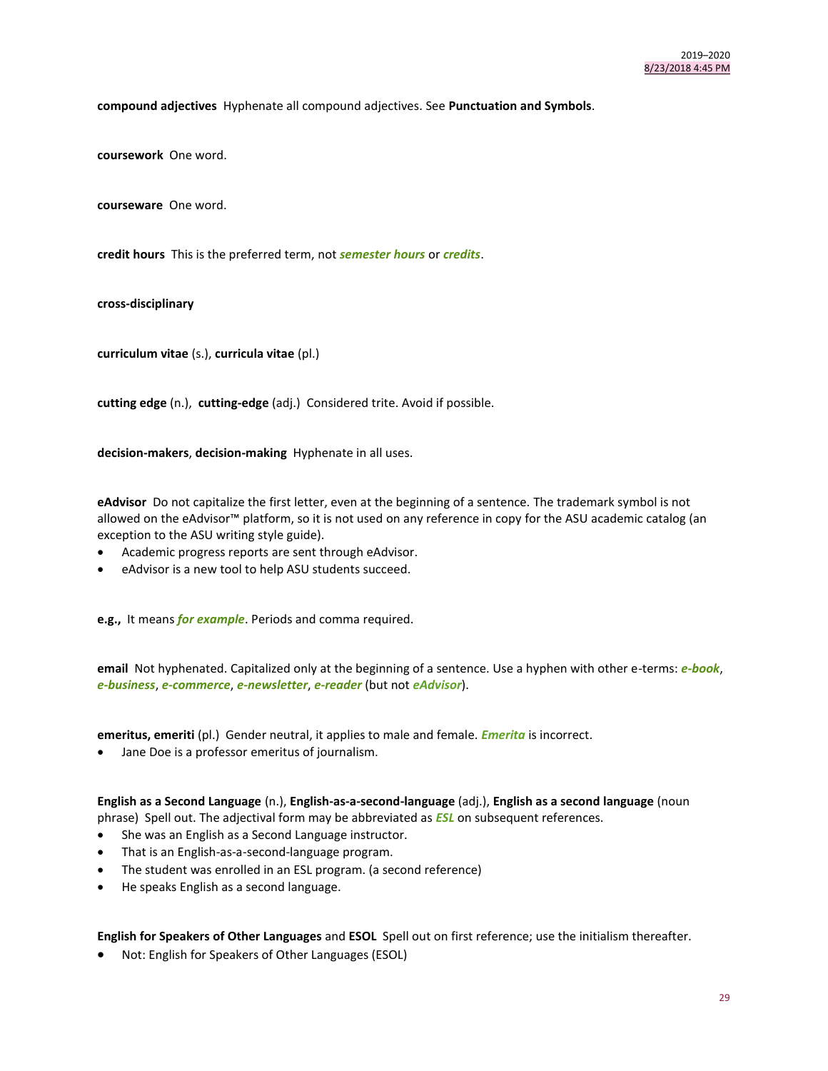**compound adjectives** Hyphenate all compound adjectives. See **Punctuation and Symbols**.

**coursework** One word.

**courseware** One word.

**credit hours** This is the preferred term, not ***semester hours*** or ***credits***.

**cross-disciplinary**

**curriculum vitae** (s.), **curricula vitae** (pl.)

**cutting edge** (n.), **cutting-edge** (adj.) Considered trite. Avoid if possible.

**decision-makers**, **decision-making** Hyphenate in all uses.

**eAdvisor** Do not capitalize the first letter, even at the beginning of a sentence. The trademark symbol is not allowed on the eAdvisor™ platform, so it is not used on any reference in copy for the ASU academic catalog (an exception to the ASU writing style guide).

- Academic progress reports are sent through eAdvisor.
- eAdvisor is a new tool to help ASU students succeed.

**e.g.,** It means ***for example***. Periods and comma required.

**email** Not hyphenated. Capitalized only at the beginning of a sentence. Use a hyphen with other e-terms: ***e-book***, ***e-business***, ***e-commerce***, ***e-newsletter***, ***e-reader*** (but not ***eAdvisor***).

**emeritus, emeriti** (pl.) Gender neutral, it applies to male and female. ***Emerita*** is incorrect.

- Jane Doe is a professor emeritus of journalism.

**English as a Second Language** (n.), **English-as-a-second-language** (adj.), **English as a second language** (noun phrase) Spell out. The adjectival form may be abbreviated as ***ESL*** on subsequent references.

- She was an English as a Second Language instructor.
- That is an English-as-a-second-language program.
- The student was enrolled in an ESL program. (a second reference)
- He speaks English as a second language.

**English for Speakers of Other Languages** and **ESOL** Spell out on first reference; use the initialism thereafter.

- Not: English for Speakers of Other Languages (ESOL)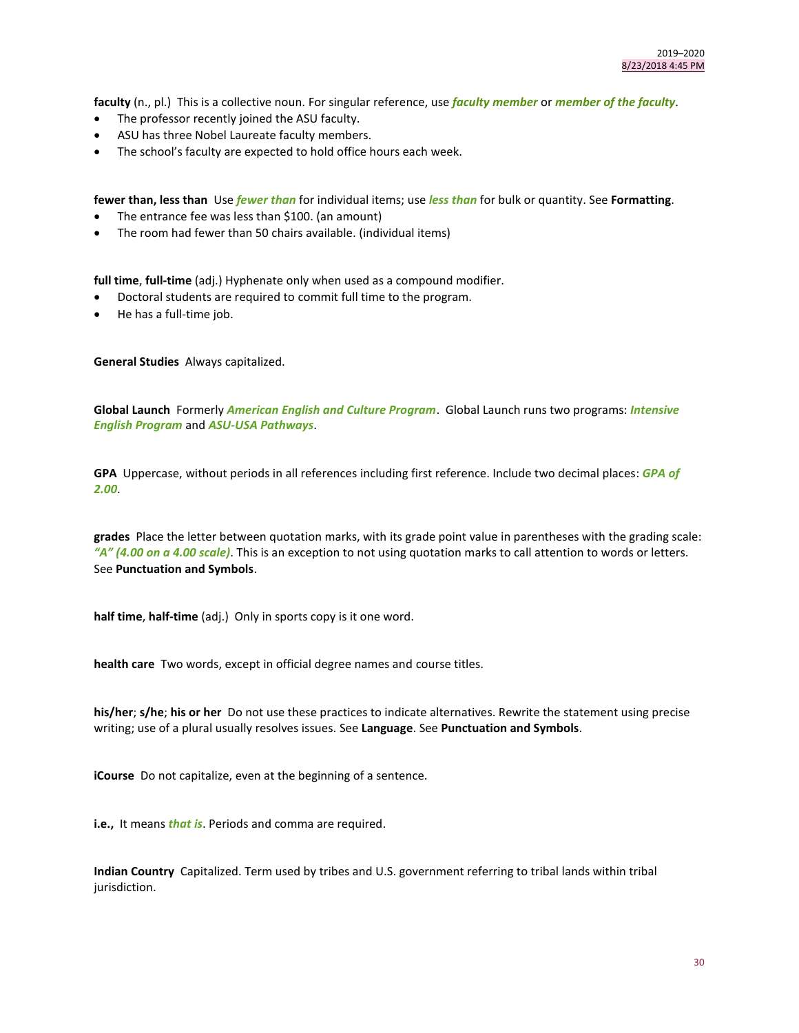**faculty** (n., pl.) This is a collective noun. For singular reference, use ***faculty member*** or ***member of the faculty***.

- The professor recently joined the ASU faculty.
- ASU has three Nobel Laureate faculty members.
- The school's faculty are expected to hold office hours each week.

**fewer than, less than** Use ***fewer than*** for individual items; use ***less than*** for bulk or quantity. See **Formatting**.

- The entrance fee was less than $100. (an amount)
- The room had fewer than 50 chairs available. (individual items)

**full time**, **full-time** (adj.) Hyphenate only when used as a compound modifier.

- Doctoral students are required to commit full time to the program.
- He has a full-time job.

**General Studies** Always capitalized.

**Global Launch** Formerly ***American English and Culture Program***. Global Launch runs two programs: ***Intensive English Program*** and ***ASU-USA Pathways***.

**GPA** Uppercase, without periods in all references including first reference. Include two decimal places: ***GPA of 2.00***.

**grades** Place the letter between quotation marks, with its grade point value in parentheses with the grading scale: ***"A" (4.00 on a 4.00 scale)***. This is an exception to not using quotation marks to call attention to words or letters. See **Punctuation and Symbols**.

**half time**, **half-time** (adj.) Only in sports copy is it one word.

**health care** Two words, except in official degree names and course titles.

**his/her**; **s/he**; **his or her** Do not use these practices to indicate alternatives. Rewrite the statement using precise writing; use of a plural usually resolves issues. See **Language**. See **Punctuation and Symbols**.

**iCourse** Do not capitalize, even at the beginning of a sentence.

**i.e.,** It means ***that is***. Periods and comma are required.

**Indian Country** Capitalized. Term used by tribes and U.S. government referring to tribal lands within tribal jurisdiction.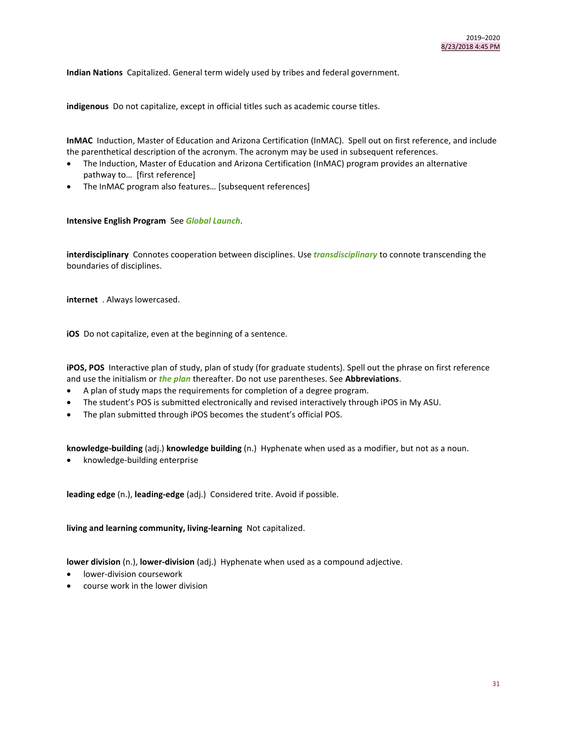**Indian Nations** Capitalized. General term widely used by tribes and federal government.

**indigenous** Do not capitalize, except in official titles such as academic course titles.

**InMAC** Induction, Master of Education and Arizona Certification (InMAC). Spell out on first reference, and include the parenthetical description of the acronym. The acronym may be used in subsequent references.

- The Induction, Master of Education and Arizona Certification (InMAC) program provides an alternative pathway to… [first reference]
- The InMAC program also features… [subsequent references]

**Intensive English Program** See ***Global Launch***.

**interdisciplinary** Connotes cooperation between disciplines. Use ***transdisciplinary*** to connote transcending the boundaries of disciplines.

**internet** . Always lowercased.

**iOS** Do not capitalize, even at the beginning of a sentence.

**iPOS, POS** Interactive plan of study, plan of study (for graduate students). Spell out the phrase on first reference and use the initialism or ***the plan*** thereafter. Do not use parentheses. See **Abbreviations**.

- A plan of study maps the requirements for completion of a degree program.
- The student's POS is submitted electronically and revised interactively through iPOS in My ASU.
- The plan submitted through iPOS becomes the student's official POS.

**knowledge-building** (adj.) **knowledge building** (n.) Hyphenate when used as a modifier, but not as a noun.

- knowledge-building enterprise

**leading edge** (n.), **leading-edge** (adj.) Considered trite. Avoid if possible.

**living and learning community, living-learning** Not capitalized.

**lower division** (n.), **lower-division** (adj.) Hyphenate when used as a compound adjective.

- lower-division coursework
- course work in the lower division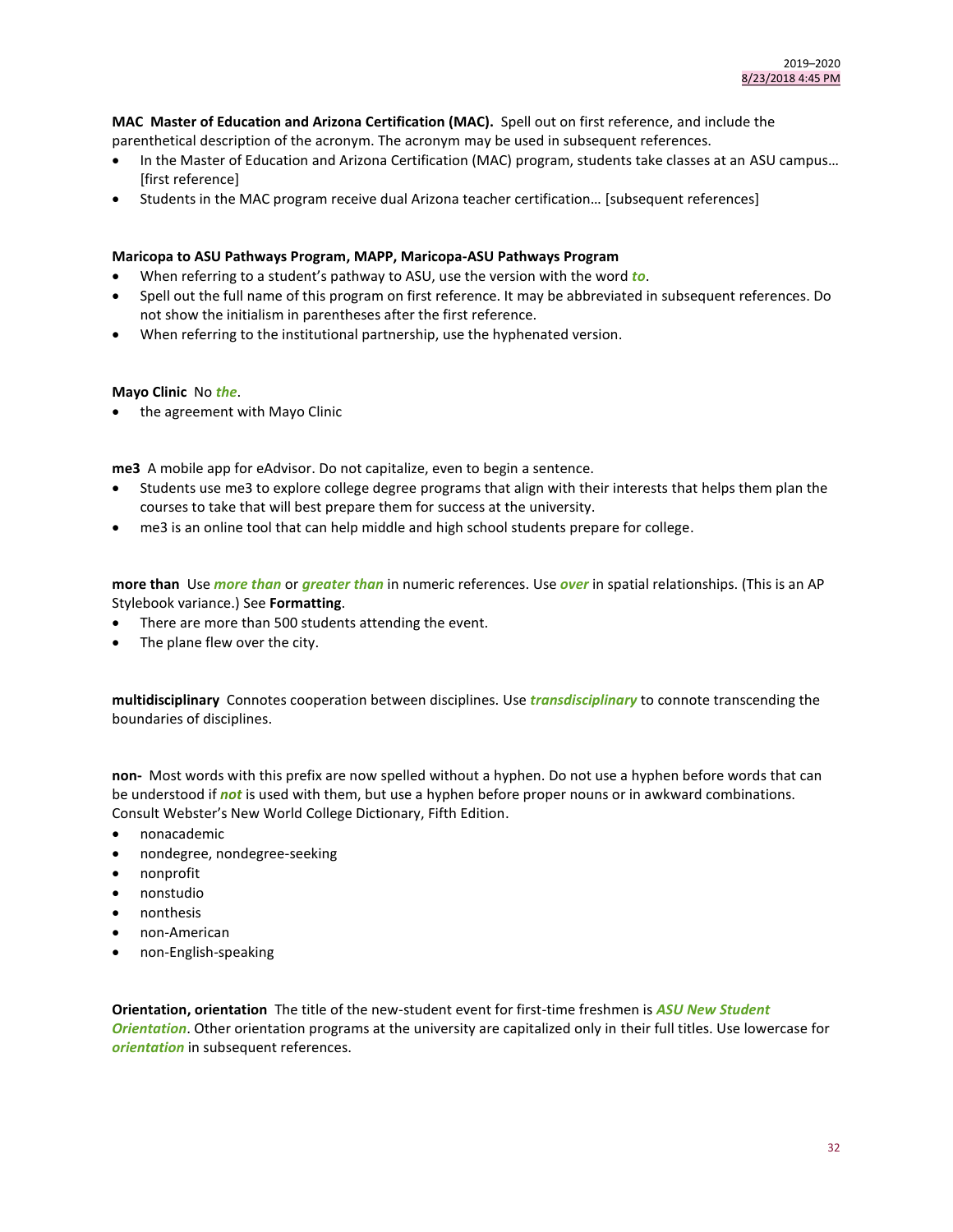**MAC  Master of Education and Arizona Certification (MAC).** Spell out on first reference, and include the parenthetical description of the acronym. The acronym may be used in subsequent references.

- In the Master of Education and Arizona Certification (MAC) program, students take classes at an ASU campus… [first reference]
- Students in the MAC program receive dual Arizona teacher certification… [subsequent references]

**Maricopa to ASU Pathways Program, MAPP, Maricopa-ASU Pathways Program**

- When referring to a student's pathway to ASU, use the version with the word ***to***.
- Spell out the full name of this program on first reference. It may be abbreviated in subsequent references. Do not show the initialism in parentheses after the first reference.
- When referring to the institutional partnership, use the hyphenated version.

**Mayo Clinic**  No ***the***.

- the agreement with Mayo Clinic

**me3**  A mobile app for eAdvisor. Do not capitalize, even to begin a sentence.

- Students use me3 to explore college degree programs that align with their interests that helps them plan the courses to take that will best prepare them for success at the university.
- me3 is an online tool that can help middle and high school students prepare for college.

**more than**  Use ***more than*** or ***greater than*** in numeric references. Use ***over*** in spatial relationships. (This is an AP Stylebook variance.) See **Formatting**.

- There are more than 500 students attending the event.
- The plane flew over the city.

**multidisciplinary**  Connotes cooperation between disciplines. Use ***transdisciplinary*** to connote transcending the boundaries of disciplines.

**non-**  Most words with this prefix are now spelled without a hyphen. Do not use a hyphen before words that can be understood if ***not*** is used with them, but use a hyphen before proper nouns or in awkward combinations. Consult Webster's New World College Dictionary, Fifth Edition.

- nonacademic
- nondegree, nondegree-seeking
- nonprofit
- nonstudio
- nonthesis
- non-American
- non-English-speaking

**Orientation, orientation**  The title of the new-student event for first-time freshmen is ***ASU New Student Orientation***. Other orientation programs at the university are capitalized only in their full titles. Use lowercase for ***orientation*** in subsequent references.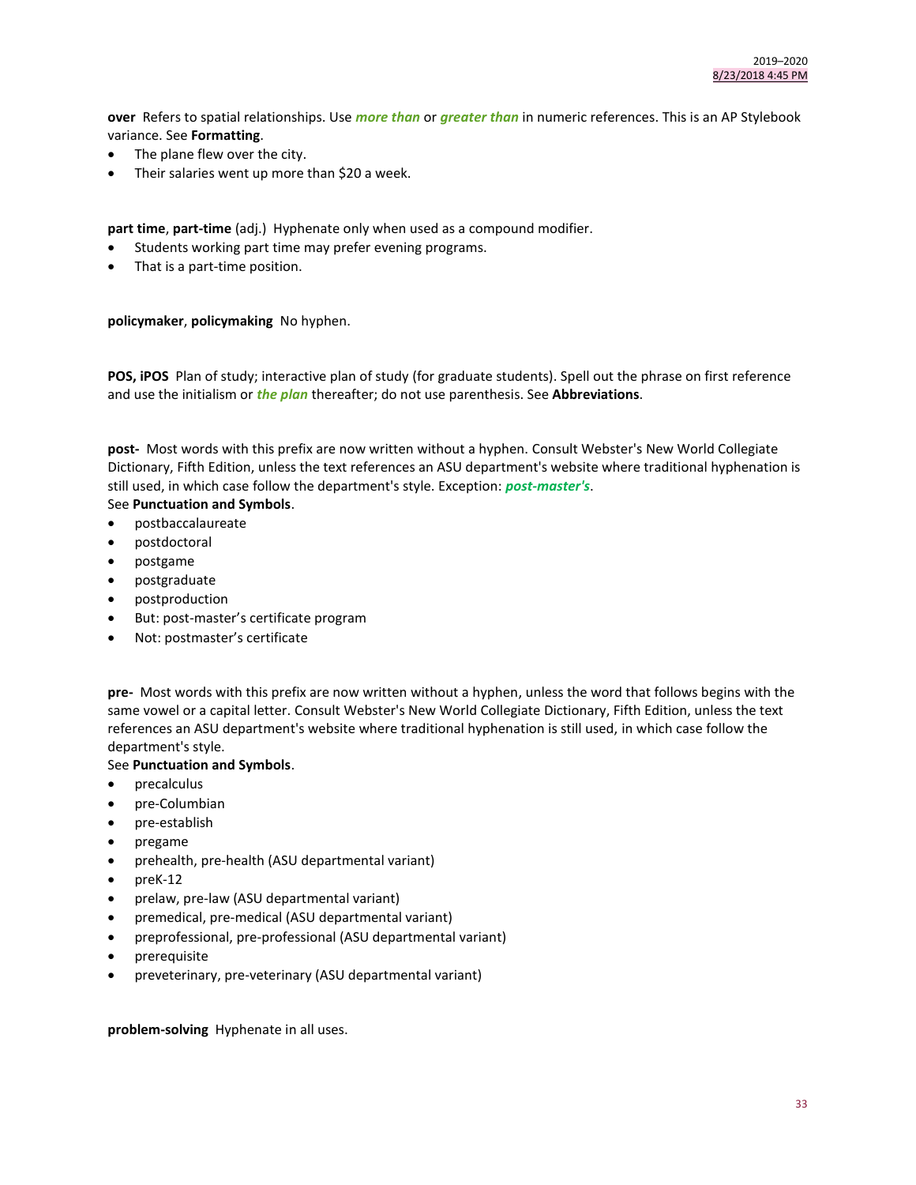**over** Refers to spatial relationships. Use ***more than*** or ***greater than*** in numeric references. This is an AP Stylebook variance. See **Formatting**.

- The plane flew over the city.
- Their salaries went up more than $20 a week.

**part time**, **part-time** (adj.) Hyphenate only when used as a compound modifier.

- Students working part time may prefer evening programs.
- That is a part-time position.

**policymaker**, **policymaking** No hyphen.

**POS, iPOS** Plan of study; interactive plan of study (for graduate students). Spell out the phrase on first reference and use the initialism or ***the plan*** thereafter; do not use parenthesis. See **Abbreviations**.

**post-** Most words with this prefix are now written without a hyphen. Consult Webster's New World Collegiate Dictionary, Fifth Edition, unless the text references an ASU department's website where traditional hyphenation is still used, in which case follow the department's style. Exception: ***post-master's***.
See **Punctuation and Symbols**.

- postbaccalaureate
- postdoctoral
- postgame
- postgraduate
- postproduction
- But: post-master's certificate program
- Not: postmaster's certificate

**pre-** Most words with this prefix are now written without a hyphen, unless the word that follows begins with the same vowel or a capital letter. Consult Webster's New World Collegiate Dictionary, Fifth Edition, unless the text references an ASU department's website where traditional hyphenation is still used, in which case follow the department's style.
See **Punctuation and Symbols**.

- precalculus
- pre-Columbian
- pre-establish
- pregame
- prehealth, pre-health (ASU departmental variant)
- preK-12
- prelaw, pre-law (ASU departmental variant)
- premedical, pre-medical (ASU departmental variant)
- preprofessional, pre-professional (ASU departmental variant)
- prerequisite
- preveterinary, pre-veterinary (ASU departmental variant)

**problem-solving** Hyphenate in all uses.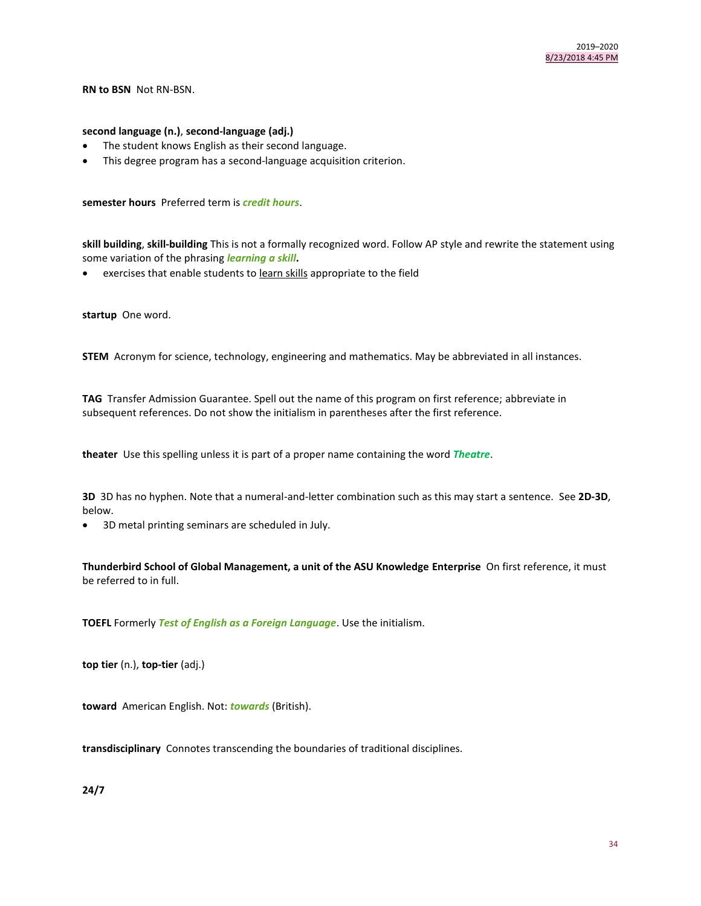**RN to BSN** Not RN-BSN.

**second language (n.)**, **second-language (adj.)**

- The student knows English as their second language.
- This degree program has a second-language acquisition criterion.

**semester hours** Preferred term is ***credit hours***.

**skill building**, **skill-building** This is not a formally recognized word. Follow AP style and rewrite the statement using some variation of the phrasing ***learning a skill*.**

- exercises that enable students to <u>learn skills</u> appropriate to the field

**startup** One word.

**STEM** Acronym for science, technology, engineering and mathematics. May be abbreviated in all instances.

**TAG** Transfer Admission Guarantee. Spell out the name of this program on first reference; abbreviate in subsequent references. Do not show the initialism in parentheses after the first reference.

**theater** Use this spelling unless it is part of a proper name containing the word ***Theatre***.

**3D** 3D has no hyphen. Note that a numeral-and-letter combination such as this may start a sentence. See **2D-3D**, below.

- 3D metal printing seminars are scheduled in July.

**Thunderbird School of Global Management, a unit of the ASU Knowledge Enterprise** On first reference, it must be referred to in full.

**TOEFL** Formerly ***Test of English as a Foreign Language***. Use the initialism.

**top tier** (n.), **top-tier** (adj.)

**toward** American English. Not: ***towards*** (British).

**transdisciplinary** Connotes transcending the boundaries of traditional disciplines.

**24/7**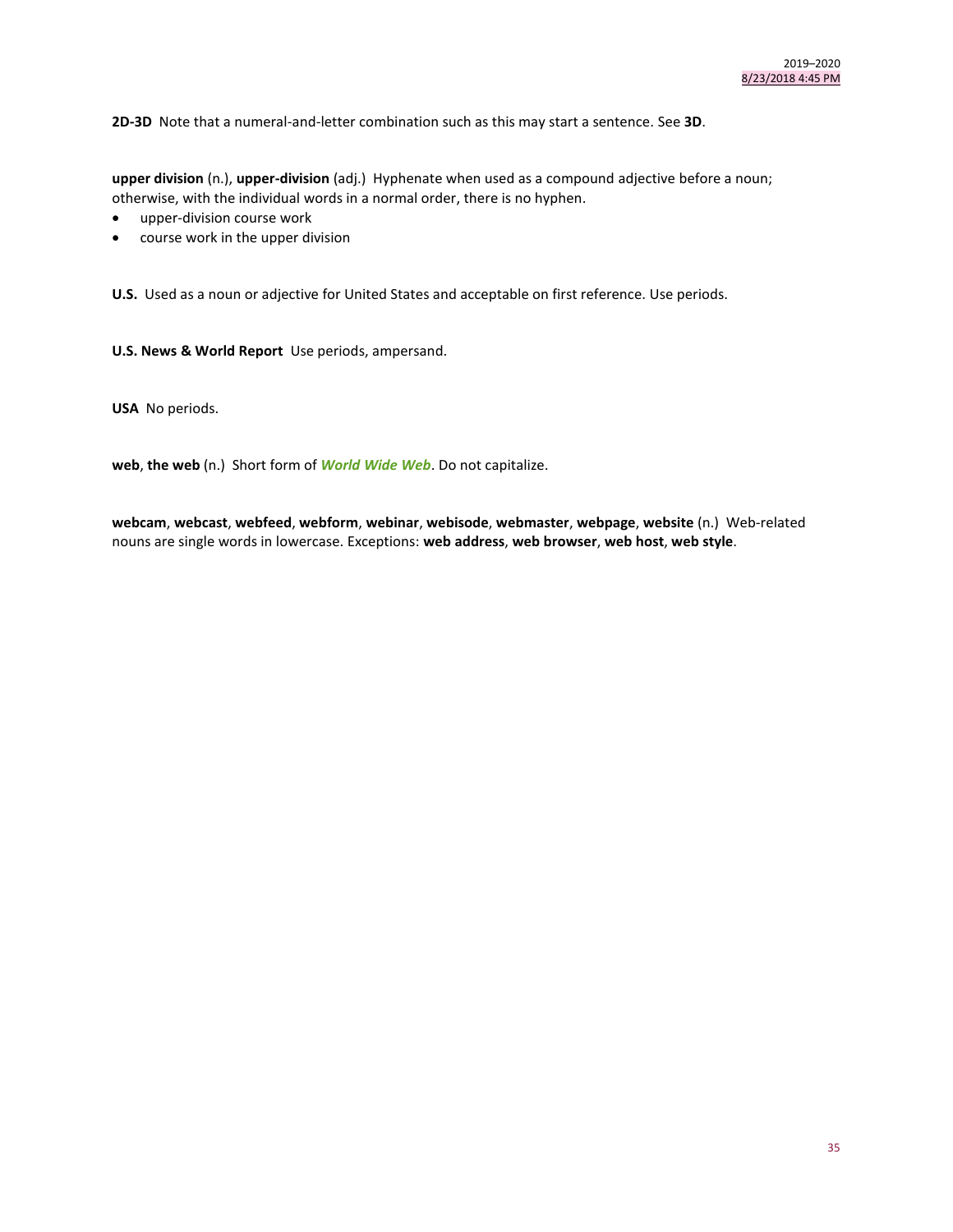**2D-3D** Note that a numeral-and-letter combination such as this may start a sentence. See **3D**.

**upper division** (n.), **upper-division** (adj.) Hyphenate when used as a compound adjective before a noun; otherwise, with the individual words in a normal order, there is no hyphen.

- upper-division course work
- course work in the upper division

**U.S.** Used as a noun or adjective for United States and acceptable on first reference. Use periods.

**U.S. News & World Report** Use periods, ampersand.

**USA** No periods.

**web**, **the web** (n.) Short form of ***World Wide Web***. Do not capitalize.

**webcam**, **webcast**, **webfeed**, **webform**, **webinar**, **webisode**, **webmaster**, **webpage**, **website** (n.) Web-related nouns are single words in lowercase. Exceptions: **web address**, **web browser**, **web host**, **web style**.